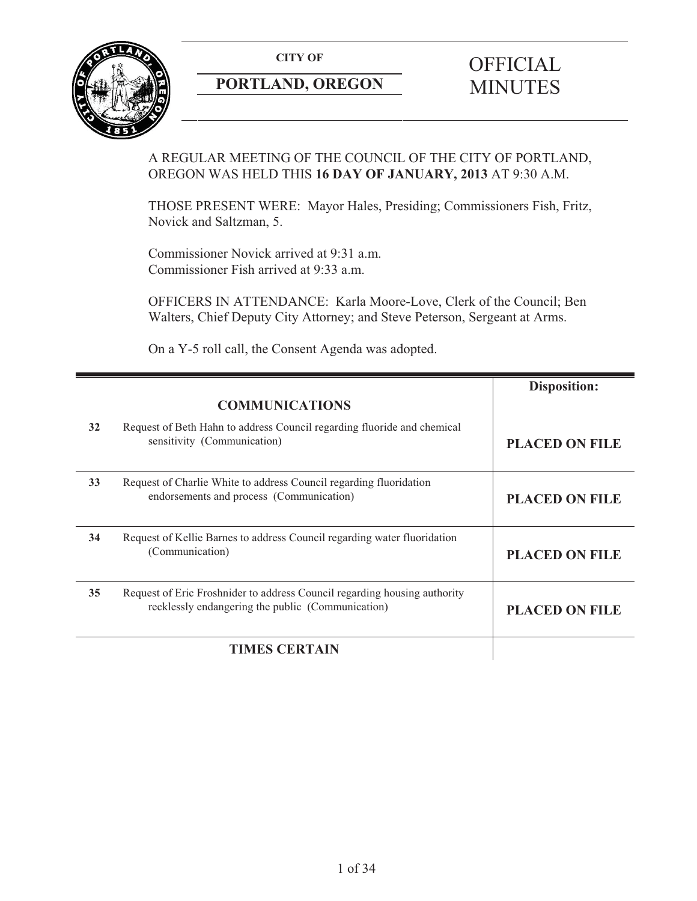**CITY OF**

**PORTLAND, OREGON**

# OFFICIAL MINUTES

A REGULAR MEETING OF THE COUNCIL OF THE CITY OF PORTLAND, OREGON WAS HELD THIS **16 DAY OF JANUARY, 2013** AT 9:30 A.M.

THOSE PRESENT WERE: Mayor Hales, Presiding; Commissioners Fish, Fritz, Novick and Saltzman, 5.

Commissioner Novick arrived at 9:31 a.m.
Commissioner Fish arrived at 9:33 a.m.

OFFICERS IN ATTENDANCE: Karla Moore-Love, Clerk of the Council; Ben Walters, Chief Deputy City Attorney; and Steve Peterson, Sergeant at Arms.

On a Y-5 roll call, the Consent Agenda was adopted.

| | **COMMUNICATIONS** | **Disposition:** |
|---|---|---|
| 32 | Request of Beth Hahn to address Council regarding fluoride and chemical sensitivity (Communication) | **PLACED ON FILE** |
| 33 | Request of Charlie White to address Council regarding fluoridation endorsements and process (Communication) | **PLACED ON FILE** |
| 34 | Request of Kellie Barnes to address Council regarding water fluoridation (Communication) | **PLACED ON FILE** |
| 35 | Request of Eric Froshnider to address Council regarding housing authority recklessly endangering the public (Communication) | **PLACED ON FILE** |
| | **TIMES CERTAIN** | |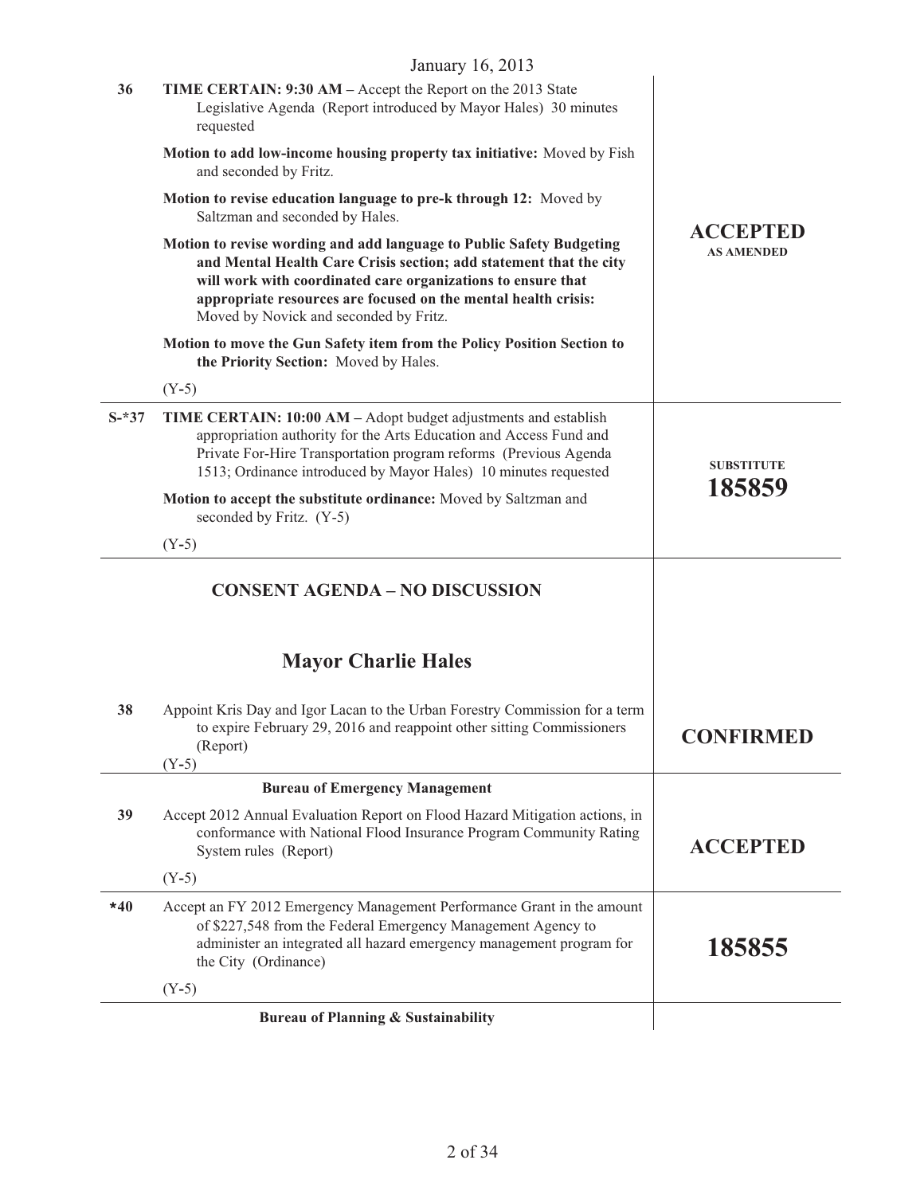January 16, 2013

| | | |
|---|---|---|
| 36 | **TIME CERTAIN: 9:30 AM –** Accept the Report on the 2013 State Legislative Agenda (Report introduced by Mayor Hales) 30 minutes requested<br><br>**Motion to add low-income housing property tax initiative:** Moved by Fish and seconded by Fritz.<br><br>**Motion to revise education language to pre-k through 12:** Moved by Saltzman and seconded by Hales.<br><br>**Motion to revise wording and add language to Public Safety Budgeting and Mental Health Care Crisis section; add statement that the city will work with coordinated care organizations to ensure that appropriate resources are focused on the mental health crisis:** Moved by Novick and seconded by Fritz.<br><br>**Motion to move the Gun Safety item from the Policy Position Section to the Priority Section:** Moved by Hales.<br><br>(Y-5) | **ACCEPTED AS AMENDED** |
| S-*37 | **TIME CERTAIN: 10:00 AM –** Adopt budget adjustments and establish appropriation authority for the Arts Education and Access Fund and Private For-Hire Transportation program reforms (Previous Agenda 1513; Ordinance introduced by Mayor Hales) 10 minutes requested<br><br>**Motion to accept the substitute ordinance:** Moved by Saltzman and seconded by Fritz. (Y-5)<br><br>(Y-5) | **SUBSTITUTE 185859** |

## CONSENT AGENDA – NO DISCUSSION

## Mayor Charlie Hales

| | | |
|---|---|---|
| 38 | Appoint Kris Day and Igor Lacan to the Urban Forestry Commission for a term to expire February 29, 2016 and reappoint other sitting Commissioners (Report)<br>(Y-5) | **CONFIRMED** |
| | **Bureau of Emergency Management** | |
| 39 | Accept 2012 Annual Evaluation Report on Flood Hazard Mitigation actions, in conformance with National Flood Insurance Program Community Rating System rules (Report)<br><br>(Y-5) | **ACCEPTED** |
| *40 | Accept an FY 2012 Emergency Management Performance Grant in the amount of $227,548 from the Federal Emergency Management Agency to administer an integrated all hazard emergency management program for the City (Ordinance)<br><br>(Y-5) | **185855** |
| | **Bureau of Planning & Sustainability** | |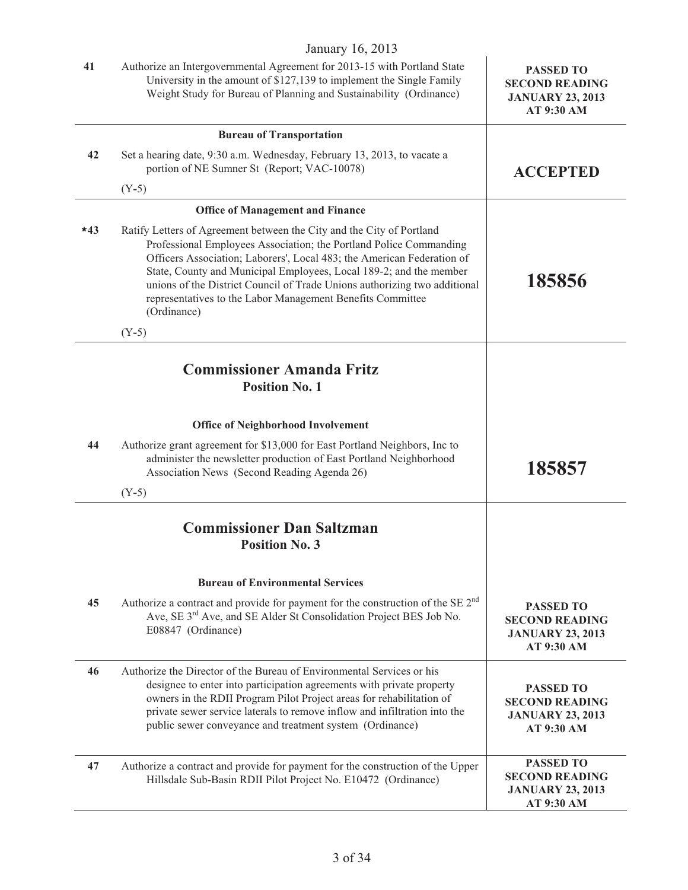January 16, 2013

| | | |
|---|---|---|
| 41 | Authorize an Intergovernmental Agreement for 2013-15 with Portland State University in the amount of $127,139 to implement the Single Family Weight Study for Bureau of Planning and Sustainability (Ordinance) | **PASSED TO SECOND READING JANUARY 23, 2013 AT 9:30 AM** |
| | **Bureau of Transportation** | |
| 42 | Set a hearing date, 9:30 a.m. Wednesday, February 13, 2013, to vacate a portion of NE Sumner St (Report; VAC-10078)<br><br>(Y-5) | **ACCEPTED** |
| | **Office of Management and Finance** | |
| *43 | Ratify Letters of Agreement between the City and the City of Portland Professional Employees Association; the Portland Police Commanding Officers Association; Laborers', Local 483; the American Federation of State, County and Municipal Employees, Local 189-2; and the member unions of the District Council of Trade Unions authorizing two additional representatives to the Labor Management Benefits Committee (Ordinance)<br><br>(Y-5) | **185856** |

## Commissioner Amanda Fritz
### Position No. 1

| | | |
|---|---|---|
| | **Office of Neighborhood Involvement** | |
| 44 | Authorize grant agreement for $13,000 for East Portland Neighbors, Inc to administer the newsletter production of East Portland Neighborhood Association News (Second Reading Agenda 26)<br><br>(Y-5) | **185857** |

## Commissioner Dan Saltzman
### Position No. 3

| | | |
|---|---|---|
| | **Bureau of Environmental Services** | |
| 45 | Authorize a contract and provide for payment for the construction of the SE 2nd Ave, SE 3rd Ave, and SE Alder St Consolidation Project BES Job No. E08847 (Ordinance) | **PASSED TO SECOND READING JANUARY 23, 2013 AT 9:30 AM** |
| 46 | Authorize the Director of the Bureau of Environmental Services or his designee to enter into participation agreements with private property owners in the RDII Program Pilot Project areas for rehabilitation of private sewer service laterals to remove inflow and infiltration into the public sewer conveyance and treatment system (Ordinance) | **PASSED TO SECOND READING JANUARY 23, 2013 AT 9:30 AM** |
| 47 | Authorize a contract and provide for payment for the construction of the Upper Hillsdale Sub-Basin RDII Pilot Project No. E10472 (Ordinance) | **PASSED TO SECOND READING JANUARY 23, 2013 AT 9:30 AM** |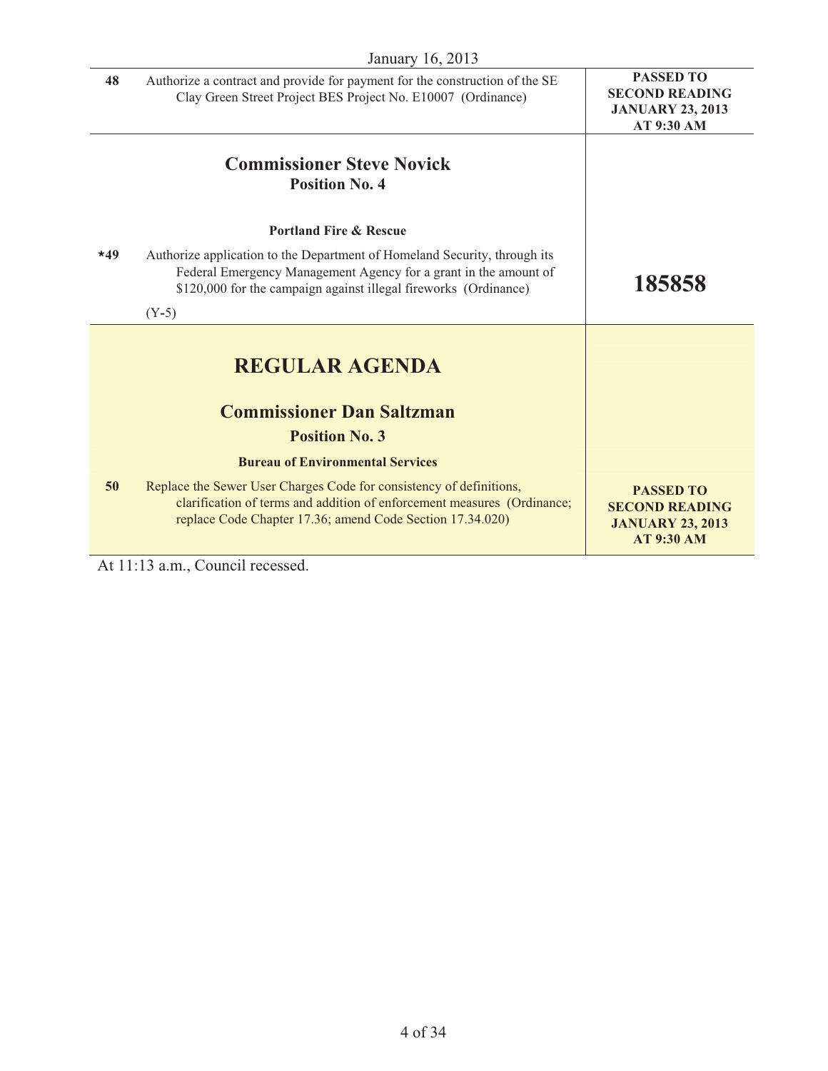January 16, 2013

| | | |
|---|---|---|
| 48 | Authorize a contract and provide for payment for the construction of the SE Clay Green Street Project BES Project No. E10007 (Ordinance) | **PASSED TO SECOND READING JANUARY 23, 2013 AT 9:30 AM** |
| | **Commissioner Steve Novick**<br>**Position No. 4**<br><br>**Portland Fire & Rescue** | |
| *49 | Authorize application to the Department of Homeland Security, through its Federal Emergency Management Agency for a grant in the amount of $120,000 for the campaign against illegal fireworks (Ordinance)<br><br>(Y-5) | **185858** |
| | **REGULAR AGENDA**<br><br>**Commissioner Dan Saltzman**<br>**Position No. 3**<br><br>**Bureau of Environmental Services** | |
| 50 | Replace the Sewer User Charges Code for consistency of definitions, clarification of terms and addition of enforcement measures (Ordinance; replace Code Chapter 17.36; amend Code Section 17.34.020) | **PASSED TO SECOND READING JANUARY 23, 2013 AT 9:30 AM** |

At 11:13 a.m., Council recessed.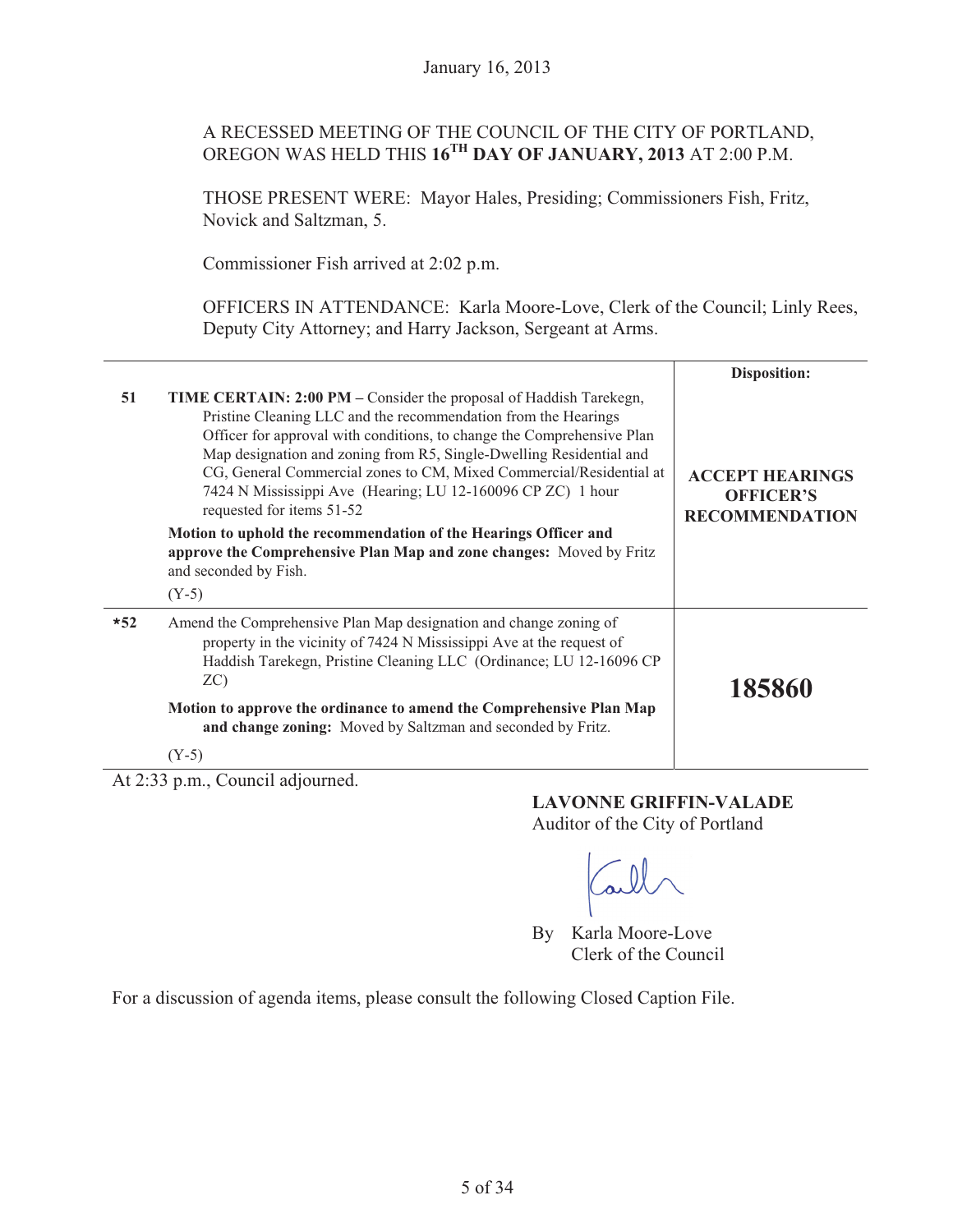January 16, 2013

A RECESSED MEETING OF THE COUNCIL OF THE CITY OF PORTLAND, OREGON WAS HELD THIS **16TH DAY OF JANUARY, 2013** AT 2:00 P.M.

THOSE PRESENT WERE: Mayor Hales, Presiding; Commissioners Fish, Fritz, Novick and Saltzman, 5.

Commissioner Fish arrived at 2:02 p.m.

OFFICERS IN ATTENDANCE: Karla Moore-Love, Clerk of the Council; Linly Rees, Deputy City Attorney; and Harry Jackson, Sergeant at Arms.

| | | Disposition: |
|---|---|---|
| 51 | **TIME CERTAIN: 2:00 PM –** Consider the proposal of Haddish Tarekegn, Pristine Cleaning LLC and the recommendation from the Hearings Officer for approval with conditions, to change the Comprehensive Plan Map designation and zoning from R5, Single-Dwelling Residential and CG, General Commercial zones to CM, Mixed Commercial/Residential at 7424 N Mississippi Ave (Hearing; LU 12-160096 CP ZC) 1 hour requested for items 51-52<br><br>**Motion to uphold the recommendation of the Hearings Officer and approve the Comprehensive Plan Map and zone changes:** Moved by Fritz and seconded by Fish.<br><br>(Y-5) | **ACCEPT HEARINGS OFFICER'S RECOMMENDATION** |
| *52 | Amend the Comprehensive Plan Map designation and change zoning of property in the vicinity of 7424 N Mississippi Ave at the request of Haddish Tarekegn, Pristine Cleaning LLC (Ordinance; LU 12-16096 CP ZC)<br><br>**Motion to approve the ordinance to amend the Comprehensive Plan Map and change zoning:** Moved by Saltzman and seconded by Fritz.<br><br>(Y-5) | **185860** |

At 2:33 p.m., Council adjourned.

**LAVONNE GRIFFIN-VALADE**
Auditor of the City of Portland

By Karla Moore-Love
Clerk of the Council

For a discussion of agenda items, please consult the following Closed Caption File.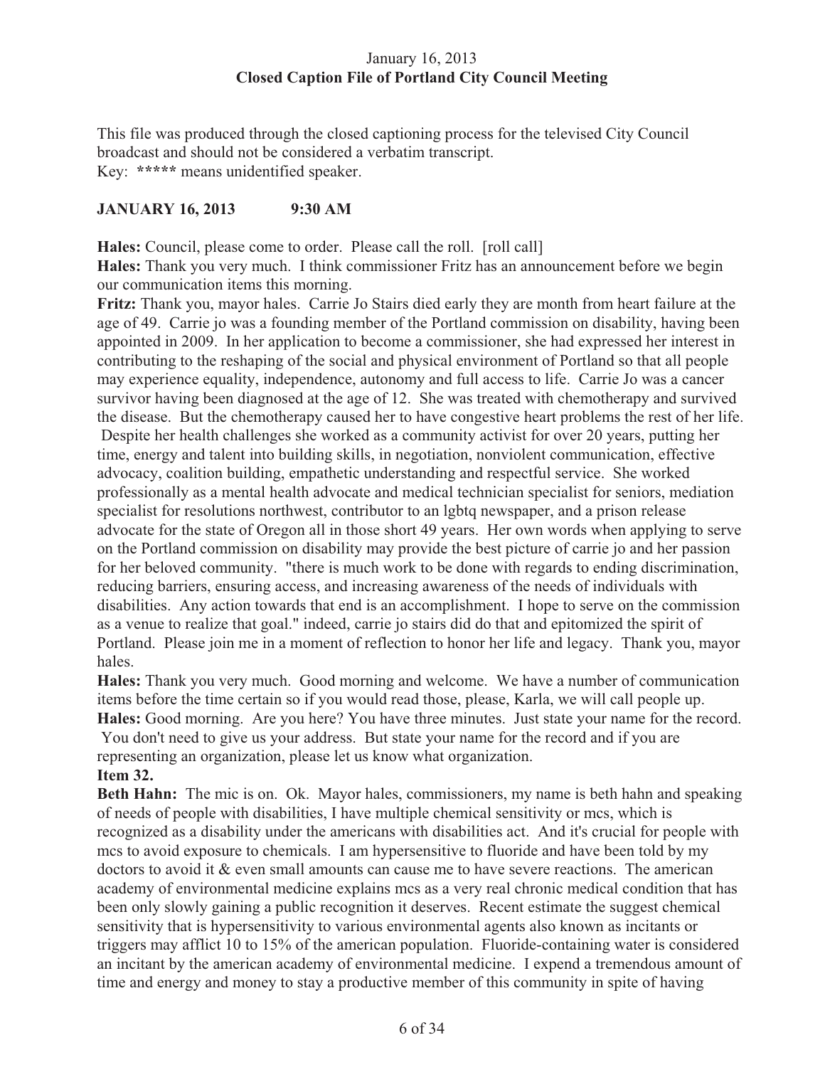January 16, 2013
**Closed Caption File of Portland City Council Meeting**

This file was produced through the closed captioning process for the televised City Council broadcast and should not be considered a verbatim transcript.
Key: ***** means unidentified speaker.

**JANUARY 16, 2013 9:30 AM**

**Hales:** Council, please come to order. Please call the roll. [roll call]
**Hales:** Thank you very much. I think commissioner Fritz has an announcement before we begin our communication items this morning.
**Fritz:** Thank you, mayor hales. Carrie Jo Stairs died early they are month from heart failure at the age of 49. Carrie jo was a founding member of the Portland commission on disability, having been appointed in 2009. In her application to become a commissioner, she had expressed her interest in contributing to the reshaping of the social and physical environment of Portland so that all people may experience equality, independence, autonomy and full access to life. Carrie Jo was a cancer survivor having been diagnosed at the age of 12. She was treated with chemotherapy and survived the disease. But the chemotherapy caused her to have congestive heart problems the rest of her life. Despite her health challenges she worked as a community activist for over 20 years, putting her time, energy and talent into building skills, in negotiation, nonviolent communication, effective advocacy, coalition building, empathetic understanding and respectful service. She worked professionally as a mental health advocate and medical technician specialist for seniors, mediation specialist for resolutions northwest, contributor to an lgbtq newspaper, and a prison release advocate for the state of Oregon all in those short 49 years. Her own words when applying to serve on the Portland commission on disability may provide the best picture of carrie jo and her passion for her beloved community. "there is much work to be done with regards to ending discrimination, reducing barriers, ensuring access, and increasing awareness of the needs of individuals with disabilities. Any action towards that end is an accomplishment. I hope to serve on the commission as a venue to realize that goal." indeed, carrie jo stairs did do that and epitomized the spirit of Portland. Please join me in a moment of reflection to honor her life and legacy. Thank you, mayor hales.
**Hales:** Thank you very much. Good morning and welcome. We have a number of communication items before the time certain so if you would read those, please, Karla, we will call people up.
**Hales:** Good morning. Are you here? You have three minutes. Just state your name for the record. You don't need to give us your address. But state your name for the record and if you are representing an organization, please let us know what organization.
**Item 32.**
**Beth Hahn:** The mic is on. Ok. Mayor hales, commissioners, my name is beth hahn and speaking of needs of people with disabilities, I have multiple chemical sensitivity or mcs, which is recognized as a disability under the americans with disabilities act. And it's crucial for people with mcs to avoid exposure to chemicals. I am hypersensitive to fluoride and have been told by my doctors to avoid it & even small amounts can cause me to have severe reactions. The american academy of environmental medicine explains mcs as a very real chronic medical condition that has been only slowly gaining a public recognition it deserves. Recent estimate the suggest chemical sensitivity that is hypersensitivity to various environmental agents also known as incitants or triggers may afflict 10 to 15% of the american population. Fluoride-containing water is considered an incitant by the american academy of environmental medicine. I expend a tremendous amount of time and energy and money to stay a productive member of this community in spite of having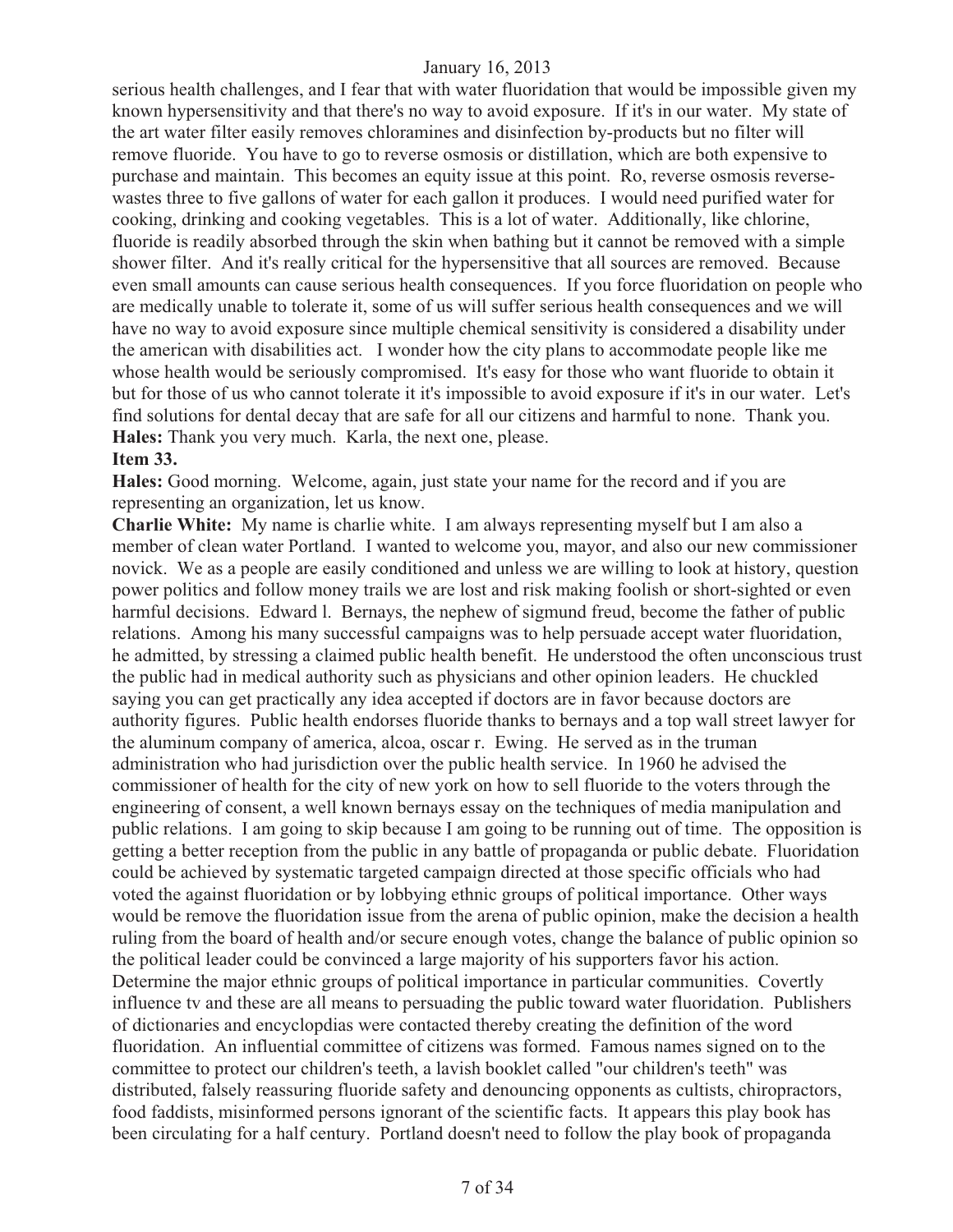serious health challenges, and I fear that with water fluoridation that would be impossible given my known hypersensitivity and that there's no way to avoid exposure. If it's in our water. My state of the art water filter easily removes chloramines and disinfection by-products but no filter will remove fluoride. You have to go to reverse osmosis or distillation, which are both expensive to purchase and maintain. This becomes an equity issue at this point. Ro, reverse osmosis reverse-wastes three to five gallons of water for each gallon it produces. I would need purified water for cooking, drinking and cooking vegetables. This is a lot of water. Additionally, like chlorine, fluoride is readily absorbed through the skin when bathing but it cannot be removed with a simple shower filter. And it's really critical for the hypersensitive that all sources are removed. Because even small amounts can cause serious health consequences. If you force fluoridation on people who are medically unable to tolerate it, some of us will suffer serious health consequences and we will have no way to avoid exposure since multiple chemical sensitivity is considered a disability under the american with disabilities act. I wonder how the city plans to accommodate people like me whose health would be seriously compromised. It's easy for those who want fluoride to obtain it but for those of us who cannot tolerate it it's impossible to avoid exposure if it's in our water. Let's find solutions for dental decay that are safe for all our citizens and harmful to none. Thank you.

**Hales:** Thank you very much. Karla, the next one, please.

**Item 33.**

**Hales:** Good morning. Welcome, again, just state your name for the record and if you are representing an organization, let us know.

**Charlie White:** My name is charlie white. I am always representing myself but I am also a member of clean water Portland. I wanted to welcome you, mayor, and also our new commissioner novick. We as a people are easily conditioned and unless we are willing to look at history, question power politics and follow money trails we are lost and risk making foolish or short-sighted or even harmful decisions. Edward l. Bernays, the nephew of sigmund freud, become the father of public relations. Among his many successful campaigns was to help persuade accept water fluoridation, he admitted, by stressing a claimed public health benefit. He understood the often unconscious trust the public had in medical authority such as physicians and other opinion leaders. He chuckled saying you can get practically any idea accepted if doctors are in favor because doctors are authority figures. Public health endorses fluoride thanks to bernays and a top wall street lawyer for the aluminum company of america, alcoa, oscar r. Ewing. He served as in the truman administration who had jurisdiction over the public health service. In 1960 he advised the commissioner of health for the city of new york on how to sell fluoride to the voters through the engineering of consent, a well known bernays essay on the techniques of media manipulation and public relations. I am going to skip because I am going to be running out of time. The opposition is getting a better reception from the public in any battle of propaganda or public debate. Fluoridation could be achieved by systematic targeted campaign directed at those specific officials who had voted the against fluoridation or by lobbying ethnic groups of political importance. Other ways would be remove the fluoridation issue from the arena of public opinion, make the decision a health ruling from the board of health and/or secure enough votes, change the balance of public opinion so the political leader could be convinced a large majority of his supporters favor his action. Determine the major ethnic groups of political importance in particular communities. Covertly influence tv and these are all means to persuading the public toward water fluoridation. Publishers of dictionaries and encyclopdias were contacted thereby creating the definition of the word fluoridation. An influential committee of citizens was formed. Famous names signed on to the committee to protect our children's teeth, a lavish booklet called "our children's teeth" was distributed, falsely reassuring fluoride safety and denouncing opponents as cultists, chiropractors, food faddists, misinformed persons ignorant of the scientific facts. It appears this play book has been circulating for a half century. Portland doesn't need to follow the play book of propaganda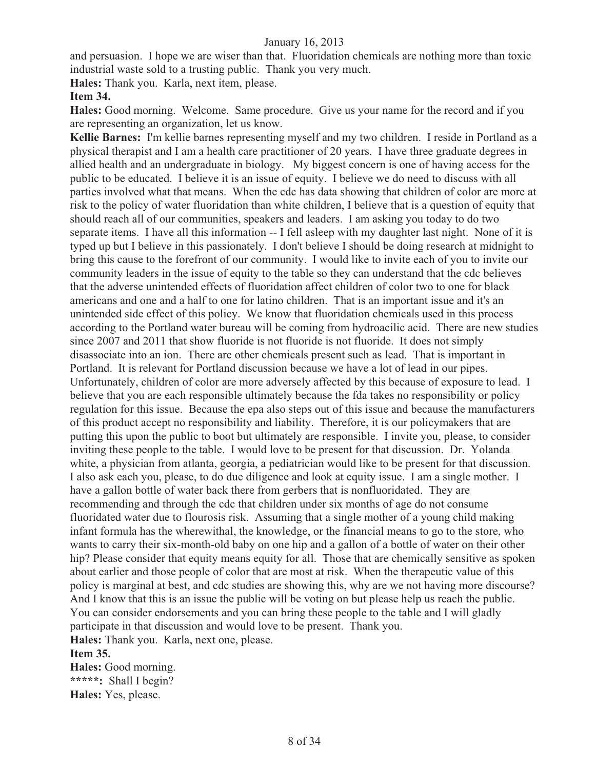and persuasion. I hope we are wiser than that. Fluoridation chemicals are nothing more than toxic industrial waste sold to a trusting public. Thank you very much.

**Hales:** Thank you. Karla, next item, please.

**Item 34.**

**Hales:** Good morning. Welcome. Same procedure. Give us your name for the record and if you are representing an organization, let us know.

**Kellie Barnes:** I'm kellie barnes representing myself and my two children. I reside in Portland as a physical therapist and I am a health care practitioner of 20 years. I have three graduate degrees in allied health and an undergraduate in biology. My biggest concern is one of having access for the public to be educated. I believe it is an issue of equity. I believe we do need to discuss with all parties involved what that means. When the cdc has data showing that children of color are more at risk to the policy of water fluoridation than white children, I believe that is a question of equity that should reach all of our communities, speakers and leaders. I am asking you today to do two separate items. I have all this information -- I fell asleep with my daughter last night. None of it is typed up but I believe in this passionately. I don't believe I should be doing research at midnight to bring this cause to the forefront of our community. I would like to invite each of you to invite our community leaders in the issue of equity to the table so they can understand that the cdc believes that the adverse unintended effects of fluoridation affect children of color two to one for black americans and one and a half to one for latino children. That is an important issue and it's an unintended side effect of this policy. We know that fluoridation chemicals used in this process according to the Portland water bureau will be coming from hydroacilic acid. There are new studies since 2007 and 2011 that show fluoride is not fluoride is not fluoride. It does not simply disassociate into an ion. There are other chemicals present such as lead. That is important in Portland. It is relevant for Portland discussion because we have a lot of lead in our pipes. Unfortunately, children of color are more adversely affected by this because of exposure to lead. I believe that you are each responsible ultimately because the fda takes no responsibility or policy regulation for this issue. Because the epa also steps out of this issue and because the manufacturers of this product accept no responsibility and liability. Therefore, it is our policymakers that are putting this upon the public to boot but ultimately are responsible. I invite you, please, to consider inviting these people to the table. I would love to be present for that discussion. Dr. Yolanda white, a physician from atlanta, georgia, a pediatrician would like to be present for that discussion. I also ask each you, please, to do due diligence and look at equity issue. I am a single mother. I have a gallon bottle of water back there from gerbers that is nonfluoridated. They are recommending and through the cdc that children under six months of age do not consume fluoridated water due to flourosis risk. Assuming that a single mother of a young child making infant formula has the wherewithal, the knowledge, or the financial means to go to the store, who wants to carry their six-month-old baby on one hip and a gallon of a bottle of water on their other hip? Please consider that equity means equity for all. Those that are chemically sensitive as spoken about earlier and those people of color that are most at risk. When the therapeutic value of this policy is marginal at best, and cdc studies are showing this, why are we not having more discourse? And I know that this is an issue the public will be voting on but please help us reach the public. You can consider endorsements and you can bring these people to the table and I will gladly participate in that discussion and would love to be present. Thank you.

**Hales:** Thank you. Karla, next one, please.

**Item 35.**

**Hales:** Good morning.

**\*\*\*\*\*:** Shall I begin?

**Hales:** Yes, please.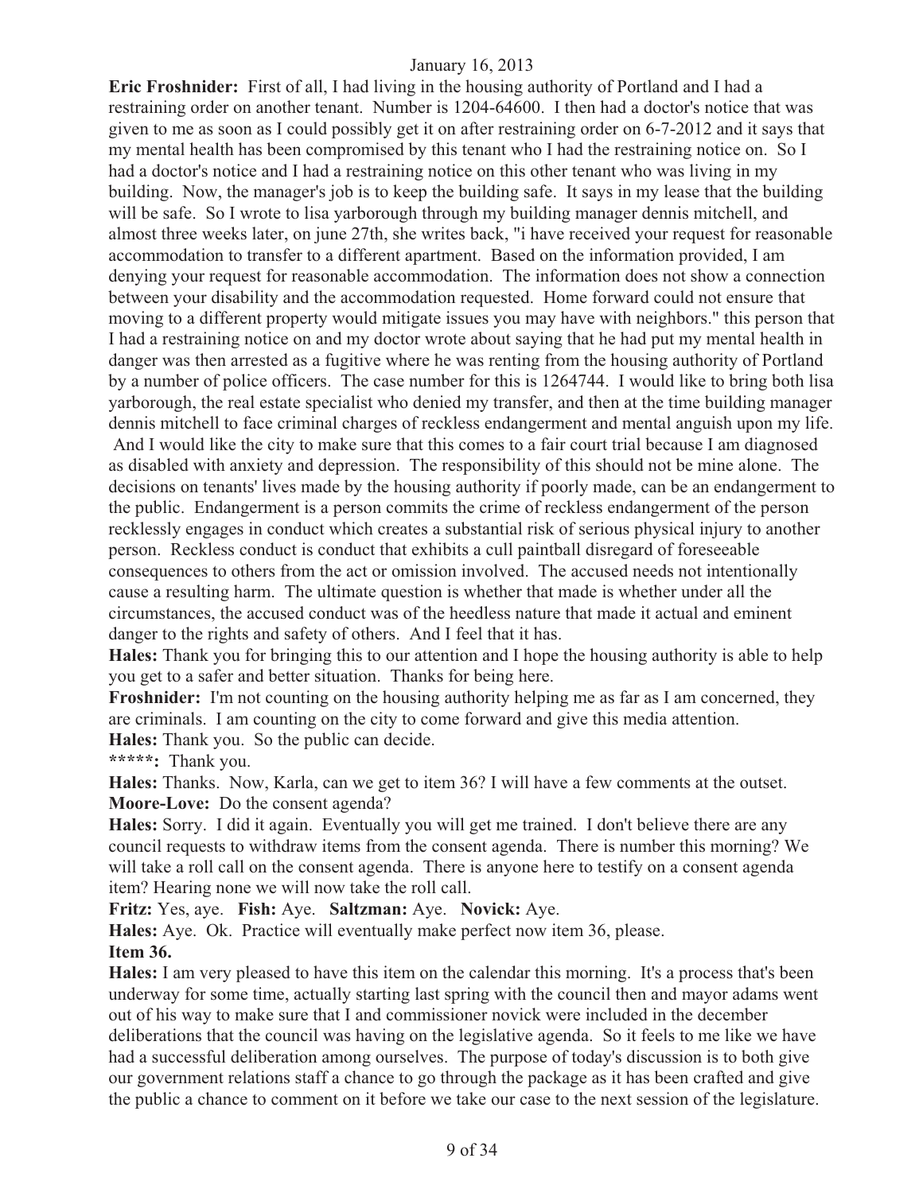**Eric Froshnider:** First of all, I had living in the housing authority of Portland and I had a restraining order on another tenant. Number is 1204-64600. I then had a doctor's notice that was given to me as soon as I could possibly get it on after restraining order on 6-7-2012 and it says that my mental health has been compromised by this tenant who I had the restraining notice on. So I had a doctor's notice and I had a restraining notice on this other tenant who was living in my building. Now, the manager's job is to keep the building safe. It says in my lease that the building will be safe. So I wrote to lisa yarborough through my building manager dennis mitchell, and almost three weeks later, on june 27th, she writes back, "i have received your request for reasonable accommodation to transfer to a different apartment. Based on the information provided, I am denying your request for reasonable accommodation. The information does not show a connection between your disability and the accommodation requested. Home forward could not ensure that moving to a different property would mitigate issues you may have with neighbors." this person that I had a restraining notice on and my doctor wrote about saying that he had put my mental health in danger was then arrested as a fugitive where he was renting from the housing authority of Portland by a number of police officers. The case number for this is 1264744. I would like to bring both lisa yarborough, the real estate specialist who denied my transfer, and then at the time building manager dennis mitchell to face criminal charges of reckless endangerment and mental anguish upon my life. And I would like the city to make sure that this comes to a fair court trial because I am diagnosed as disabled with anxiety and depression. The responsibility of this should not be mine alone. The decisions on tenants' lives made by the housing authority if poorly made, can be an endangerment to the public. Endangerment is a person commits the crime of reckless endangerment of the person recklessly engages in conduct which creates a substantial risk of serious physical injury to another person. Reckless conduct is conduct that exhibits a cull paintball disregard of foreseeable consequences to others from the act or omission involved. The accused needs not intentionally cause a resulting harm. The ultimate question is whether that made is whether under all the circumstances, the accused conduct was of the heedless nature that made it actual and eminent danger to the rights and safety of others. And I feel that it has.

**Hales:** Thank you for bringing this to our attention and I hope the housing authority is able to help you get to a safer and better situation. Thanks for being here.

**Froshnider:** I'm not counting on the housing authority helping me as far as I am concerned, they are criminals. I am counting on the city to come forward and give this media attention.

**Hales:** Thank you. So the public can decide.

*****: Thank you.

**Hales:** Thanks. Now, Karla, can we get to item 36? I will have a few comments at the outset.

**Moore-Love:** Do the consent agenda?

**Hales:** Sorry. I did it again. Eventually you will get me trained. I don't believe there are any council requests to withdraw items from the consent agenda. There is number this morning? We will take a roll call on the consent agenda. There is anyone here to testify on a consent agenda item? Hearing none we will now take the roll call.

**Fritz:** Yes, aye. **Fish:** Aye. **Saltzman:** Aye. **Novick:** Aye.

**Hales:** Aye. Ok. Practice will eventually make perfect now item 36, please.

**Item 36.**

**Hales:** I am very pleased to have this item on the calendar this morning. It's a process that's been underway for some time, actually starting last spring with the council then and mayor adams went out of his way to make sure that I and commissioner novick were included in the december deliberations that the council was having on the legislative agenda. So it feels to me like we have had a successful deliberation among ourselves. The purpose of today's discussion is to both give our government relations staff a chance to go through the package as it has been crafted and give the public a chance to comment on it before we take our case to the next session of the legislature.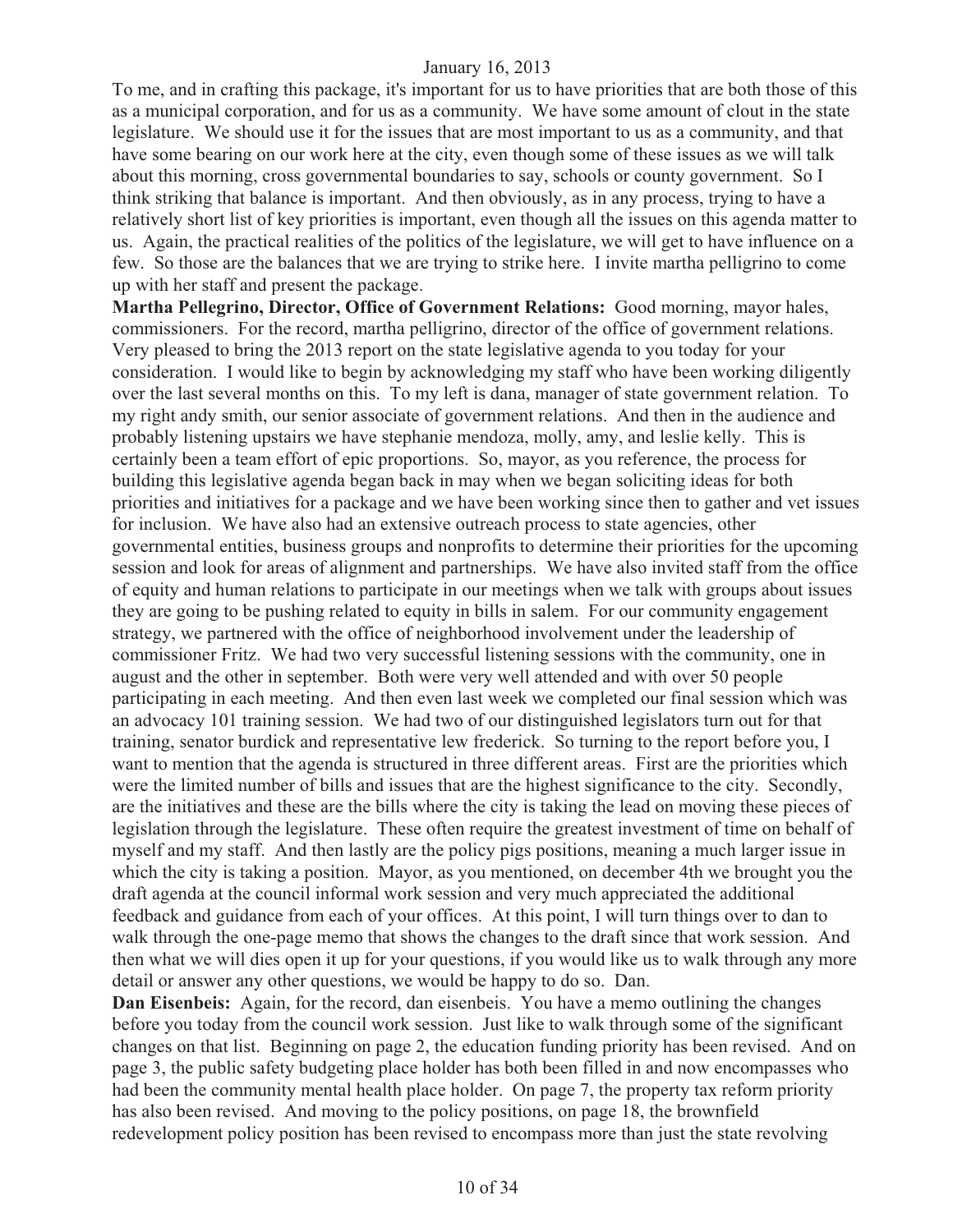To me, and in crafting this package, it's important for us to have priorities that are both those of this as a municipal corporation, and for us as a community. We have some amount of clout in the state legislature. We should use it for the issues that are most important to us as a community, and that have some bearing on our work here at the city, even though some of these issues as we will talk about this morning, cross governmental boundaries to say, schools or county government. So I think striking that balance is important. And then obviously, as in any process, trying to have a relatively short list of key priorities is important, even though all the issues on this agenda matter to us. Again, the practical realities of the politics of the legislature, we will get to have influence on a few. So those are the balances that we are trying to strike here. I invite martha pelligrino to come up with her staff and present the package.

**Martha Pellegrino, Director, Office of Government Relations:** Good morning, mayor hales, commissioners. For the record, martha pelligrino, director of the office of government relations. Very pleased to bring the 2013 report on the state legislative agenda to you today for your consideration. I would like to begin by acknowledging my staff who have been working diligently over the last several months on this. To my left is dana, manager of state government relation. To my right andy smith, our senior associate of government relations. And then in the audience and probably listening upstairs we have stephanie mendoza, molly, amy, and leslie kelly. This is certainly been a team effort of epic proportions. So, mayor, as you reference, the process for building this legislative agenda began back in may when we began soliciting ideas for both priorities and initiatives for a package and we have been working since then to gather and vet issues for inclusion. We have also had an extensive outreach process to state agencies, other governmental entities, business groups and nonprofits to determine their priorities for the upcoming session and look for areas of alignment and partnerships. We have also invited staff from the office of equity and human relations to participate in our meetings when we talk with groups about issues they are going to be pushing related to equity in bills in salem. For our community engagement strategy, we partnered with the office of neighborhood involvement under the leadership of commissioner Fritz. We had two very successful listening sessions with the community, one in august and the other in september. Both were very well attended and with over 50 people participating in each meeting. And then even last week we completed our final session which was an advocacy 101 training session. We had two of our distinguished legislators turn out for that training, senator burdick and representative lew frederick. So turning to the report before you, I want to mention that the agenda is structured in three different areas. First are the priorities which were the limited number of bills and issues that are the highest significance to the city. Secondly, are the initiatives and these are the bills where the city is taking the lead on moving these pieces of legislation through the legislature. These often require the greatest investment of time on behalf of myself and my staff. And then lastly are the policy pigs positions, meaning a much larger issue in which the city is taking a position. Mayor, as you mentioned, on december 4th we brought you the draft agenda at the council informal work session and very much appreciated the additional feedback and guidance from each of your offices. At this point, I will turn things over to dan to walk through the one-page memo that shows the changes to the draft since that work session. And then what we will dies open it up for your questions, if you would like us to walk through any more detail or answer any other questions, we would be happy to do so. Dan.

**Dan Eisenbeis:** Again, for the record, dan eisenbeis. You have a memo outlining the changes before you today from the council work session. Just like to walk through some of the significant changes on that list. Beginning on page 2, the education funding priority has been revised. And on page 3, the public safety budgeting place holder has both been filled in and now encompasses who had been the community mental health place holder. On page 7, the property tax reform priority has also been revised. And moving to the policy positions, on page 18, the brownfield redevelopment policy position has been revised to encompass more than just the state revolving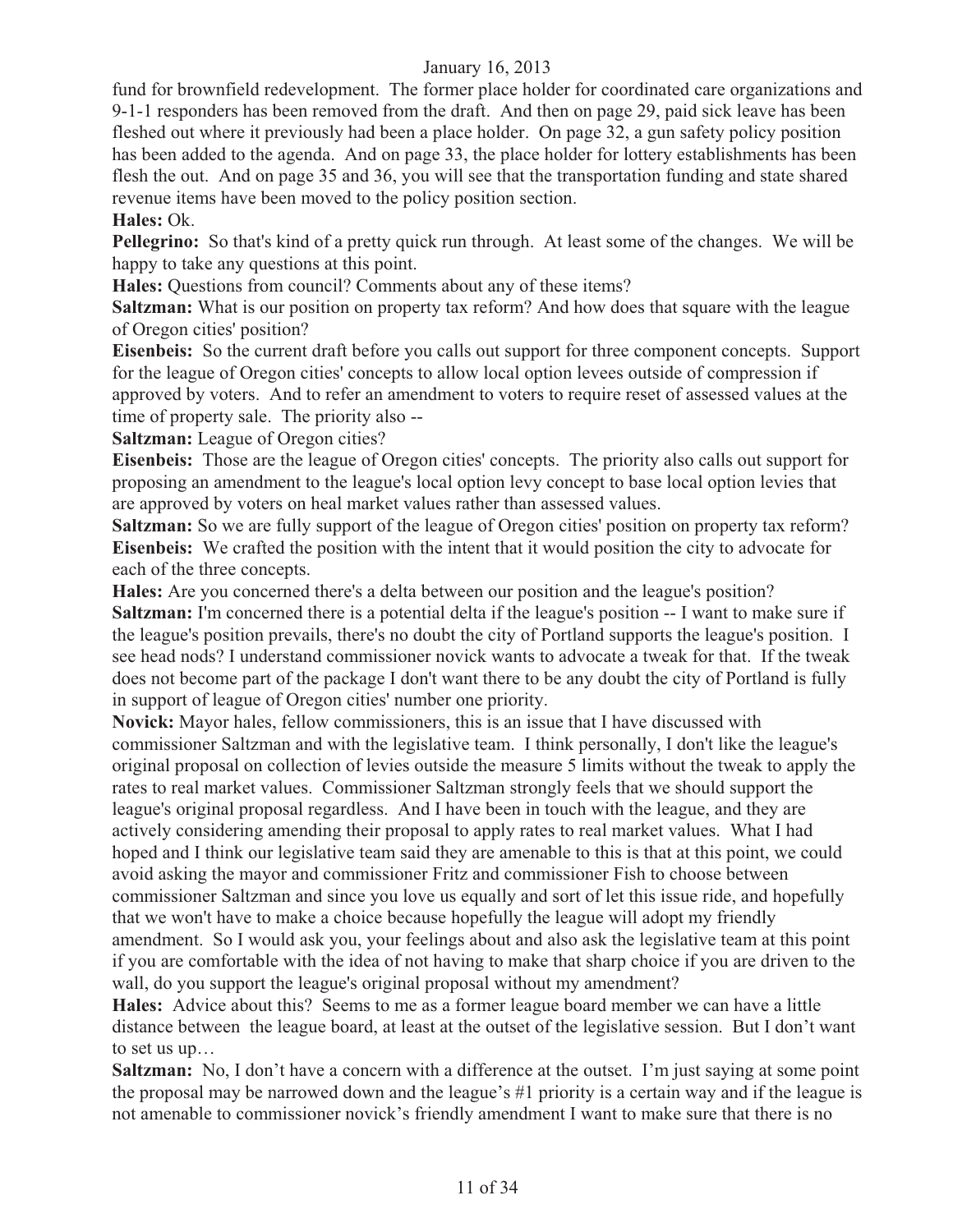fund for brownfield redevelopment. The former place holder for coordinated care organizations and 9-1-1 responders has been removed from the draft. And then on page 29, paid sick leave has been fleshed out where it previously had been a place holder. On page 32, a gun safety policy position has been added to the agenda. And on page 33, the place holder for lottery establishments has been flesh the out. And on page 35 and 36, you will see that the transportation funding and state shared revenue items have been moved to the policy position section.

**Hales:** Ok.

**Pellegrino:** So that's kind of a pretty quick run through. At least some of the changes. We will be happy to take any questions at this point.

**Hales:** Questions from council? Comments about any of these items?

**Saltzman:** What is our position on property tax reform? And how does that square with the league of Oregon cities' position?

**Eisenbeis:** So the current draft before you calls out support for three component concepts. Support for the league of Oregon cities' concepts to allow local option levees outside of compression if approved by voters. And to refer an amendment to voters to require reset of assessed values at the time of property sale. The priority also --

**Saltzman:** League of Oregon cities?

**Eisenbeis:** Those are the league of Oregon cities' concepts. The priority also calls out support for proposing an amendment to the league's local option levy concept to base local option levies that are approved by voters on heal market values rather than assessed values.

**Saltzman:** So we are fully support of the league of Oregon cities' position on property tax reform?

**Eisenbeis:** We crafted the position with the intent that it would position the city to advocate for each of the three concepts.

**Hales:** Are you concerned there's a delta between our position and the league's position?

**Saltzman:** I'm concerned there is a potential delta if the league's position -- I want to make sure if the league's position prevails, there's no doubt the city of Portland supports the league's position. I see head nods? I understand commissioner novick wants to advocate a tweak for that. If the tweak does not become part of the package I don't want there to be any doubt the city of Portland is fully in support of league of Oregon cities' number one priority.

**Novick:** Mayor hales, fellow commissioners, this is an issue that I have discussed with commissioner Saltzman and with the legislative team. I think personally, I don't like the league's original proposal on collection of levies outside the measure 5 limits without the tweak to apply the rates to real market values. Commissioner Saltzman strongly feels that we should support the league's original proposal regardless. And I have been in touch with the league, and they are actively considering amending their proposal to apply rates to real market values. What I had hoped and I think our legislative team said they are amenable to this is that at this point, we could avoid asking the mayor and commissioner Fritz and commissioner Fish to choose between commissioner Saltzman and since you love us equally and sort of let this issue ride, and hopefully that we won't have to make a choice because hopefully the league will adopt my friendly amendment. So I would ask you, your feelings about and also ask the legislative team at this point if you are comfortable with the idea of not having to make that sharp choice if you are driven to the wall, do you support the league's original proposal without my amendment?

**Hales:** Advice about this? Seems to me as a former league board member we can have a little distance between the league board, at least at the outset of the legislative session. But I don't want to set us up…

**Saltzman:** No, I don't have a concern with a difference at the outset. I'm just saying at some point the proposal may be narrowed down and the league's #1 priority is a certain way and if the league is not amenable to commissioner novick's friendly amendment I want to make sure that there is no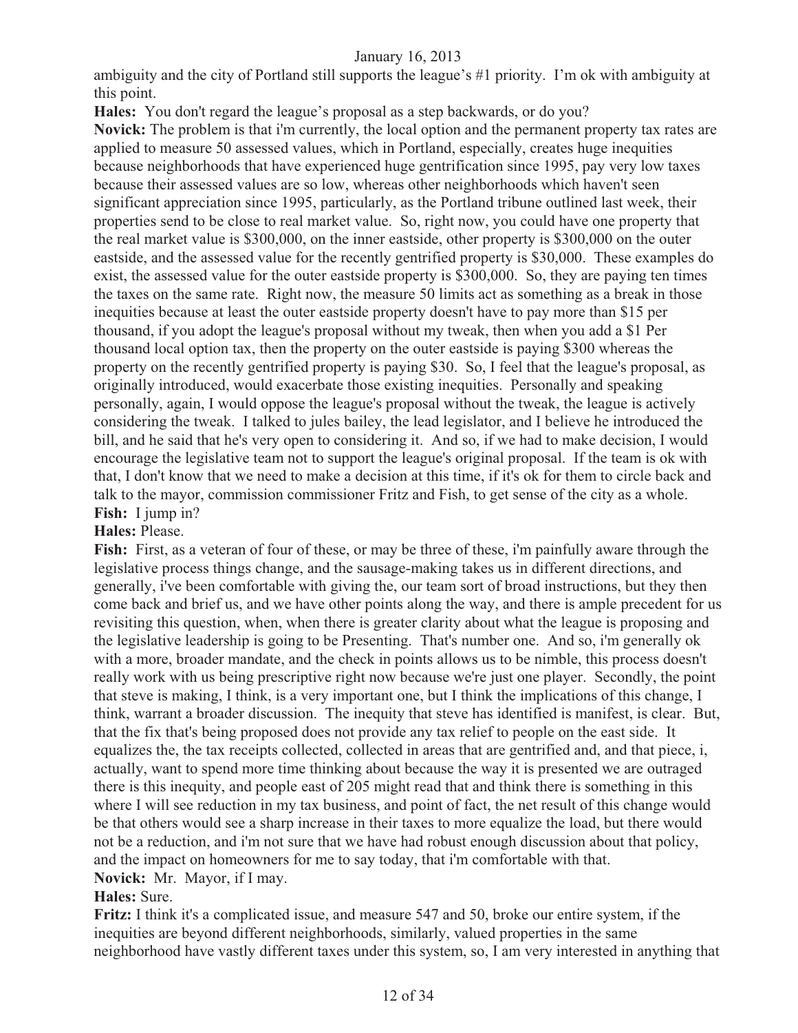ambiguity and the city of Portland still supports the league's #1 priority. I'm ok with ambiguity at this point.

**Hales:** You don't regard the league's proposal as a step backwards, or do you?

**Novick:** The problem is that i'm currently, the local option and the permanent property tax rates are applied to measure 50 assessed values, which in Portland, especially, creates huge inequities because neighborhoods that have experienced huge gentrification since 1995, pay very low taxes because their assessed values are so low, whereas other neighborhoods which haven't seen significant appreciation since 1995, particularly, as the Portland tribune outlined last week, their properties send to be close to real market value. So, right now, you could have one property that the real market value is $300,000, on the inner eastside, other property is $300,000 on the outer eastside, and the assessed value for the recently gentrified property is $30,000. These examples do exist, the assessed value for the outer eastside property is $300,000. So, they are paying ten times the taxes on the same rate. Right now, the measure 50 limits act as something as a break in those inequities because at least the outer eastside property doesn't have to pay more than $15 per thousand, if you adopt the league's proposal without my tweak, then when you add a $1 Per thousand local option tax, then the property on the outer eastside is paying $300 whereas the property on the recently gentrified property is paying $30. So, I feel that the league's proposal, as originally introduced, would exacerbate those existing inequities. Personally and speaking personally, again, I would oppose the league's proposal without the tweak, the league is actively considering the tweak. I talked to jules bailey, the lead legislator, and I believe he introduced the bill, and he said that he's very open to considering it. And so, if we had to make decision, I would encourage the legislative team not to support the league's original proposal. If the team is ok with that, I don't know that we need to make a decision at this time, if it's ok for them to circle back and talk to the mayor, commission commissioner Fritz and Fish, to get sense of the city as a whole.

**Fish:** I jump in?

**Hales:** Please.

**Fish:** First, as a veteran of four of these, or may be three of these, i'm painfully aware through the legislative process things change, and the sausage-making takes us in different directions, and generally, i've been comfortable with giving the, our team sort of broad instructions, but they then come back and brief us, and we have other points along the way, and there is ample precedent for us revisiting this question, when, when there is greater clarity about what the league is proposing and the legislative leadership is going to be Presenting. That's number one. And so, i'm generally ok with a more, broader mandate, and the check in points allows us to be nimble, this process doesn't really work with us being prescriptive right now because we're just one player. Secondly, the point that steve is making, I think, is a very important one, but I think the implications of this change, I think, warrant a broader discussion. The inequity that steve has identified is manifest, is clear. But, that the fix that's being proposed does not provide any tax relief to people on the east side. It equalizes the, the tax receipts collected, collected in areas that are gentrified and, and that piece, i, actually, want to spend more time thinking about because the way it is presented we are outraged there is this inequity, and people east of 205 might read that and think there is something in this where I will see reduction in my tax business, and point of fact, the net result of this change would be that others would see a sharp increase in their taxes to more equalize the load, but there would not be a reduction, and i'm not sure that we have had robust enough discussion about that policy, and the impact on homeowners for me to say today, that i'm comfortable with that.

**Novick:** Mr. Mayor, if I may.

**Hales:** Sure.

**Fritz:** I think it's a complicated issue, and measure 547 and 50, broke our entire system, if the inequities are beyond different neighborhoods, similarly, valued properties in the same neighborhood have vastly different taxes under this system, so, I am very interested in anything that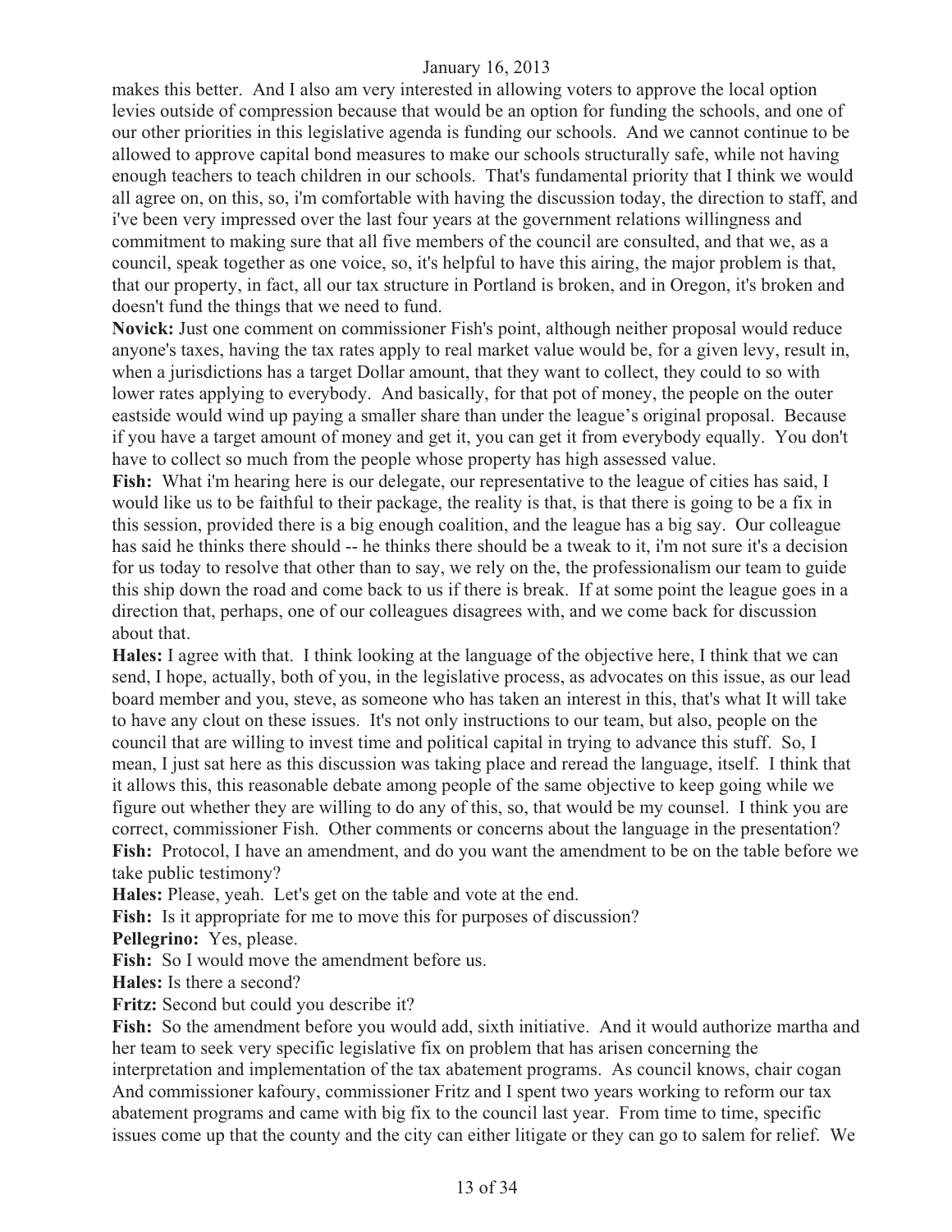makes this better. And I also am very interested in allowing voters to approve the local option levies outside of compression because that would be an option for funding the schools, and one of our other priorities in this legislative agenda is funding our schools. And we cannot continue to be allowed to approve capital bond measures to make our schools structurally safe, while not having enough teachers to teach children in our schools. That's fundamental priority that I think we would all agree on, on this, so, i'm comfortable with having the discussion today, the direction to staff, and i've been very impressed over the last four years at the government relations willingness and commitment to making sure that all five members of the council are consulted, and that we, as a council, speak together as one voice, so, it's helpful to have this airing, the major problem is that, that our property, in fact, all our tax structure in Portland is broken, and in Oregon, it's broken and doesn't fund the things that we need to fund.

**Novick:** Just one comment on commissioner Fish's point, although neither proposal would reduce anyone's taxes, having the tax rates apply to real market value would be, for a given levy, result in, when a jurisdictions has a target Dollar amount, that they want to collect, they could to so with lower rates applying to everybody. And basically, for that pot of money, the people on the outer eastside would wind up paying a smaller share than under the league's original proposal. Because if you have a target amount of money and get it, you can get it from everybody equally. You don't have to collect so much from the people whose property has high assessed value.

**Fish:** What i'm hearing here is our delegate, our representative to the league of cities has said, I would like us to be faithful to their package, the reality is that, is that there is going to be a fix in this session, provided there is a big enough coalition, and the league has a big say. Our colleague has said he thinks there should -- he thinks there should be a tweak to it, i'm not sure it's a decision for us today to resolve that other than to say, we rely on the, the professionalism our team to guide this ship down the road and come back to us if there is break. If at some point the league goes in a direction that, perhaps, one of our colleagues disagrees with, and we come back for discussion about that.

**Hales:** I agree with that. I think looking at the language of the objective here, I think that we can send, I hope, actually, both of you, in the legislative process, as advocates on this issue, as our lead board member and you, steve, as someone who has taken an interest in this, that's what It will take to have any clout on these issues. It's not only instructions to our team, but also, people on the council that are willing to invest time and political capital in trying to advance this stuff. So, I mean, I just sat here as this discussion was taking place and reread the language, itself. I think that it allows this, this reasonable debate among people of the same objective to keep going while we figure out whether they are willing to do any of this, so, that would be my counsel. I think you are correct, commissioner Fish. Other comments or concerns about the language in the presentation?

**Fish:** Protocol, I have an amendment, and do you want the amendment to be on the table before we take public testimony?

**Hales:** Please, yeah. Let's get on the table and vote at the end.

**Fish:** Is it appropriate for me to move this for purposes of discussion?

**Pellegrino:** Yes, please.

**Fish:** So I would move the amendment before us.

**Hales:** Is there a second?

**Fritz:** Second but could you describe it?

**Fish:** So the amendment before you would add, sixth initiative. And it would authorize martha and her team to seek very specific legislative fix on problem that has arisen concerning the interpretation and implementation of the tax abatement programs. As council knows, chair cogan And commissioner kafoury, commissioner Fritz and I spent two years working to reform our tax abatement programs and came with big fix to the council last year. From time to time, specific issues come up that the county and the city can either litigate or they can go to salem for relief. We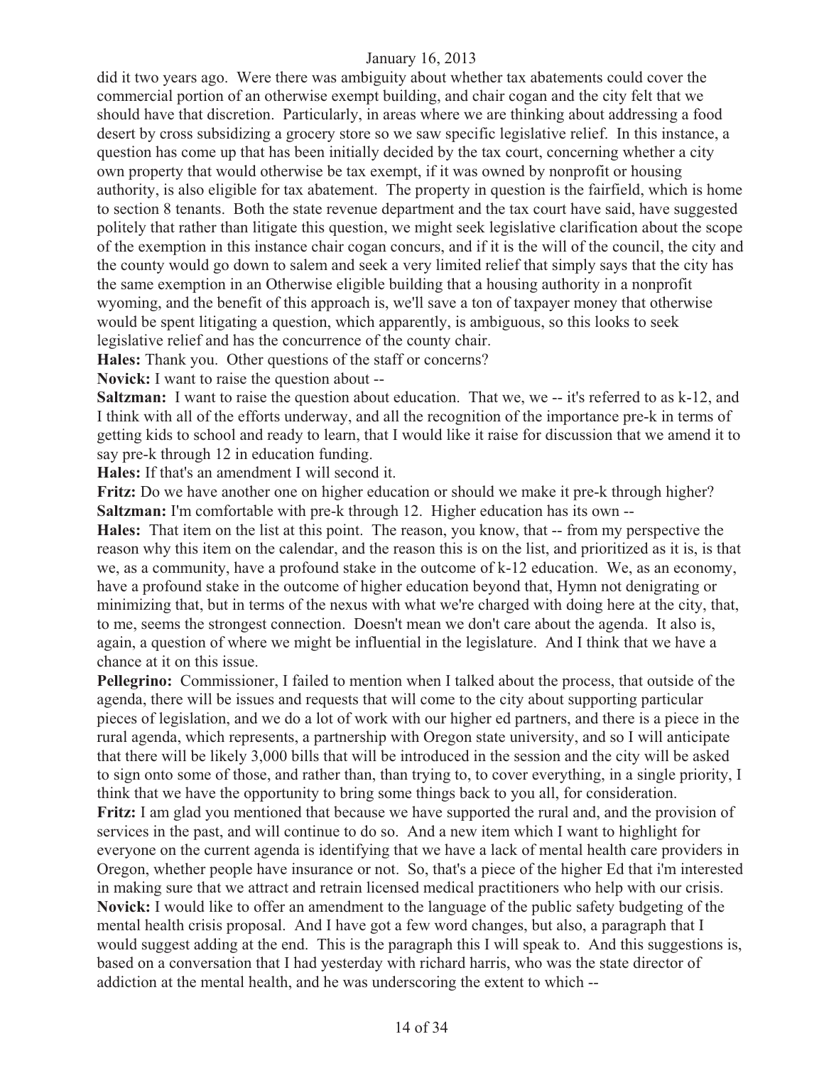did it two years ago. Were there was ambiguity about whether tax abatements could cover the commercial portion of an otherwise exempt building, and chair cogan and the city felt that we should have that discretion. Particularly, in areas where we are thinking about addressing a food desert by cross subsidizing a grocery store so we saw specific legislative relief. In this instance, a question has come up that has been initially decided by the tax court, concerning whether a city own property that would otherwise be tax exempt, if it was owned by nonprofit or housing authority, is also eligible for tax abatement. The property in question is the fairfield, which is home to section 8 tenants. Both the state revenue department and the tax court have said, have suggested politely that rather than litigate this question, we might seek legislative clarification about the scope of the exemption in this instance chair cogan concurs, and if it is the will of the council, the city and the county would go down to salem and seek a very limited relief that simply says that the city has the same exemption in an Otherwise eligible building that a housing authority in a nonprofit wyoming, and the benefit of this approach is, we'll save a ton of taxpayer money that otherwise would be spent litigating a question, which apparently, is ambiguous, so this looks to seek legislative relief and has the concurrence of the county chair.

**Hales:** Thank you. Other questions of the staff or concerns?

**Novick:** I want to raise the question about --

**Saltzman:** I want to raise the question about education. That we, we -- it's referred to as k-12, and I think with all of the efforts underway, and all the recognition of the importance pre-k in terms of getting kids to school and ready to learn, that I would like it raise for discussion that we amend it to say pre-k through 12 in education funding.

**Hales:** If that's an amendment I will second it.

**Fritz:** Do we have another one on higher education or should we make it pre-k through higher?

**Saltzman:** I'm comfortable with pre-k through 12. Higher education has its own --

**Hales:** That item on the list at this point. The reason, you know, that -- from my perspective the reason why this item on the calendar, and the reason this is on the list, and prioritized as it is, is that we, as a community, have a profound stake in the outcome of k-12 education. We, as an economy, have a profound stake in the outcome of higher education beyond that, Hymn not denigrating or minimizing that, but in terms of the nexus with what we're charged with doing here at the city, that, to me, seems the strongest connection. Doesn't mean we don't care about the agenda. It also is, again, a question of where we might be influential in the legislature. And I think that we have a chance at it on this issue.

**Pellegrino:** Commissioner, I failed to mention when I talked about the process, that outside of the agenda, there will be issues and requests that will come to the city about supporting particular pieces of legislation, and we do a lot of work with our higher ed partners, and there is a piece in the rural agenda, which represents, a partnership with Oregon state university, and so I will anticipate that there will be likely 3,000 bills that will be introduced in the session and the city will be asked to sign onto some of those, and rather than, than trying to, to cover everything, in a single priority, I think that we have the opportunity to bring some things back to you all, for consideration.

**Fritz:** I am glad you mentioned that because we have supported the rural and, and the provision of services in the past, and will continue to do so. And a new item which I want to highlight for everyone on the current agenda is identifying that we have a lack of mental health care providers in Oregon, whether people have insurance or not. So, that's a piece of the higher Ed that i'm interested in making sure that we attract and retrain licensed medical practitioners who help with our crisis.

**Novick:** I would like to offer an amendment to the language of the public safety budgeting of the mental health crisis proposal. And I have got a few word changes, but also, a paragraph that I would suggest adding at the end. This is the paragraph this I will speak to. And this suggestions is, based on a conversation that I had yesterday with richard harris, who was the state director of addiction at the mental health, and he was underscoring the extent to which --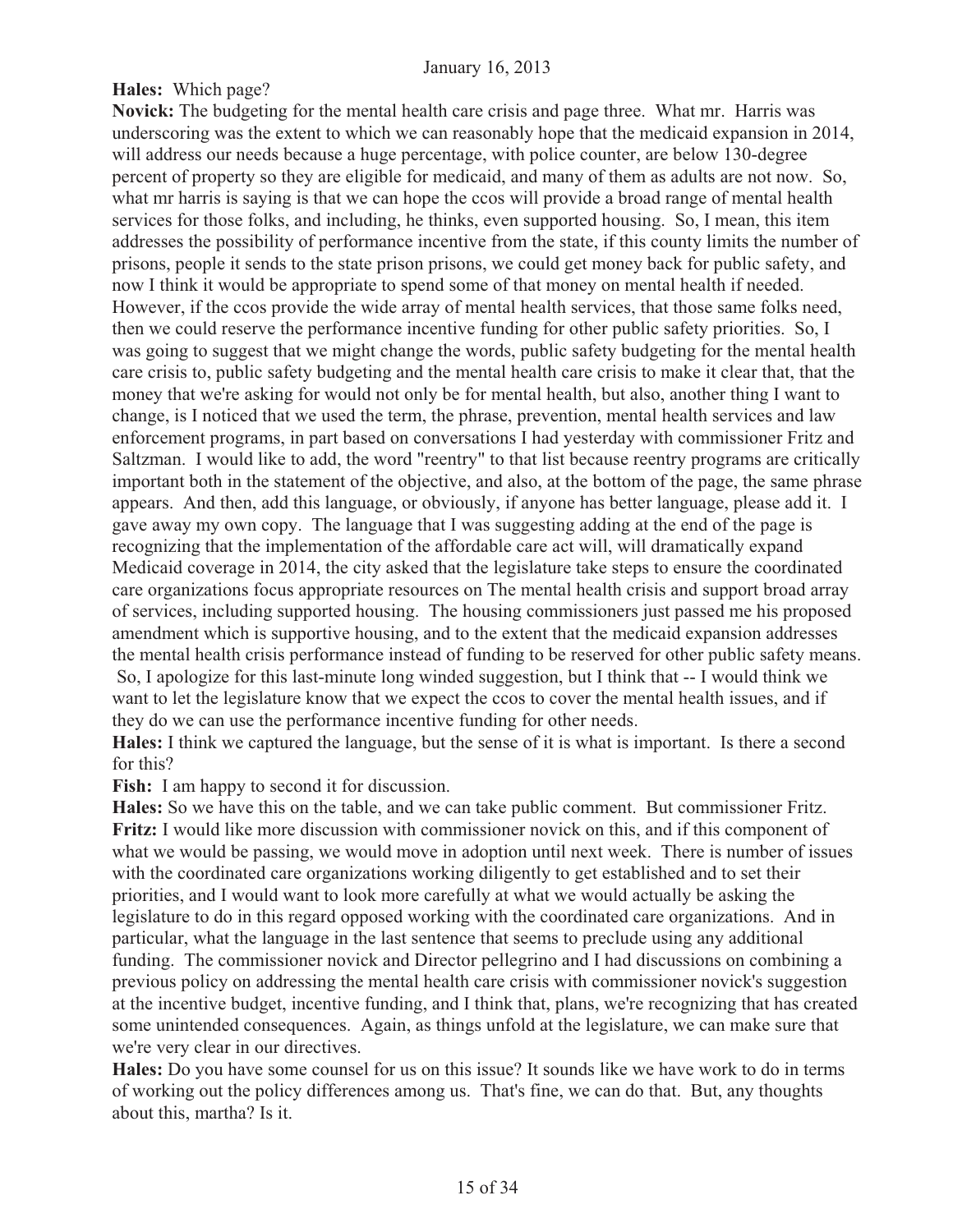**Hales:** Which page?

**Novick:** The budgeting for the mental health care crisis and page three. What mr. Harris was underscoring was the extent to which we can reasonably hope that the medicaid expansion in 2014, will address our needs because a huge percentage, with police counter, are below 130-degree percent of property so they are eligible for medicaid, and many of them as adults are not now. So, what mr harris is saying is that we can hope the ccos will provide a broad range of mental health services for those folks, and including, he thinks, even supported housing. So, I mean, this item addresses the possibility of performance incentive from the state, if this county limits the number of prisons, people it sends to the state prison prisons, we could get money back for public safety, and now I think it would be appropriate to spend some of that money on mental health if needed. However, if the ccos provide the wide array of mental health services, that those same folks need, then we could reserve the performance incentive funding for other public safety priorities. So, I was going to suggest that we might change the words, public safety budgeting for the mental health care crisis to, public safety budgeting and the mental health care crisis to make it clear that, that the money that we're asking for would not only be for mental health, but also, another thing I want to change, is I noticed that we used the term, the phrase, prevention, mental health services and law enforcement programs, in part based on conversations I had yesterday with commissioner Fritz and Saltzman. I would like to add, the word "reentry" to that list because reentry programs are critically important both in the statement of the objective, and also, at the bottom of the page, the same phrase appears. And then, add this language, or obviously, if anyone has better language, please add it. I gave away my own copy. The language that I was suggesting adding at the end of the page is recognizing that the implementation of the affordable care act will, will dramatically expand Medicaid coverage in 2014, the city asked that the legislature take steps to ensure the coordinated care organizations focus appropriate resources on The mental health crisis and support broad array of services, including supported housing. The housing commissioners just passed me his proposed amendment which is supportive housing, and to the extent that the medicaid expansion addresses the mental health crisis performance instead of funding to be reserved for other public safety means. So, I apologize for this last-minute long winded suggestion, but I think that -- I would think we want to let the legislature know that we expect the ccos to cover the mental health issues, and if they do we can use the performance incentive funding for other needs.

**Hales:** I think we captured the language, but the sense of it is what is important. Is there a second for this?

**Fish:** I am happy to second it for discussion.

**Hales:** So we have this on the table, and we can take public comment. But commissioner Fritz.

**Fritz:** I would like more discussion with commissioner novick on this, and if this component of what we would be passing, we would move in adoption until next week. There is number of issues with the coordinated care organizations working diligently to get established and to set their priorities, and I would want to look more carefully at what we would actually be asking the legislature to do in this regard opposed working with the coordinated care organizations. And in particular, what the language in the last sentence that seems to preclude using any additional funding. The commissioner novick and Director pellegrino and I had discussions on combining a previous policy on addressing the mental health care crisis with commissioner novick's suggestion at the incentive budget, incentive funding, and I think that, plans, we're recognizing that has created some unintended consequences. Again, as things unfold at the legislature, we can make sure that we're very clear in our directives.

**Hales:** Do you have some counsel for us on this issue? It sounds like we have work to do in terms of working out the policy differences among us. That's fine, we can do that. But, any thoughts about this, martha? Is it.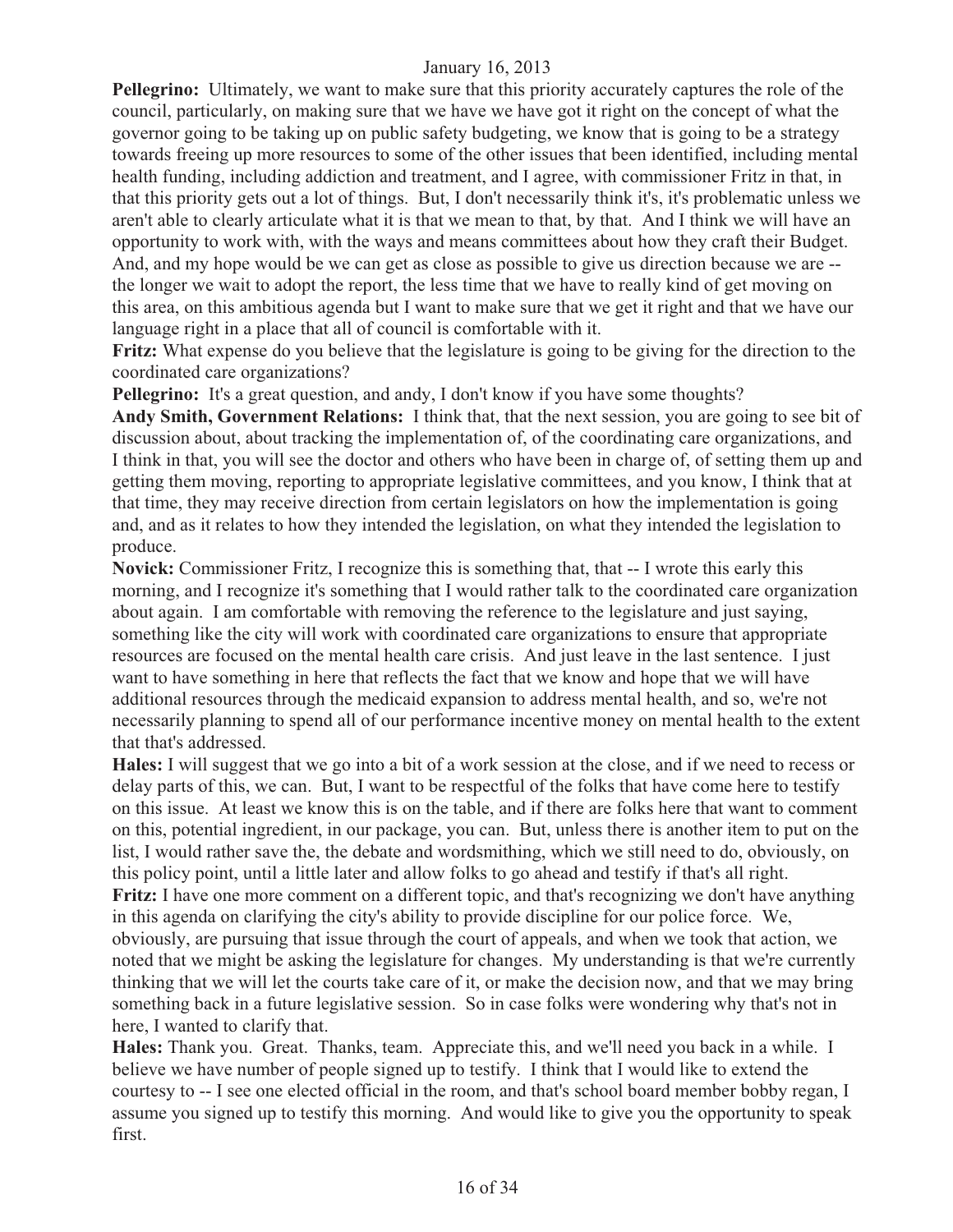**Pellegrino:** Ultimately, we want to make sure that this priority accurately captures the role of the council, particularly, on making sure that we have we have got it right on the concept of what the governor going to be taking up on public safety budgeting, we know that is going to be a strategy towards freeing up more resources to some of the other issues that been identified, including mental health funding, including addiction and treatment, and I agree, with commissioner Fritz in that, in that this priority gets out a lot of things. But, I don't necessarily think it's, it's problematic unless we aren't able to clearly articulate what it is that we mean to that, by that. And I think we will have an opportunity to work with, with the ways and means committees about how they craft their Budget. And, and my hope would be we can get as close as possible to give us direction because we are -- the longer we wait to adopt the report, the less time that we have to really kind of get moving on this area, on this ambitious agenda but I want to make sure that we get it right and that we have our language right in a place that all of council is comfortable with it.

**Fritz:** What expense do you believe that the legislature is going to be giving for the direction to the coordinated care organizations?

**Pellegrino:** It's a great question, and andy, I don't know if you have some thoughts?

**Andy Smith, Government Relations:** I think that, that the next session, you are going to see bit of discussion about, about tracking the implementation of, of the coordinating care organizations, and I think in that, you will see the doctor and others who have been in charge of, of setting them up and getting them moving, reporting to appropriate legislative committees, and you know, I think that at that time, they may receive direction from certain legislators on how the implementation is going and, and as it relates to how they intended the legislation, on what they intended the legislation to produce.

**Novick:** Commissioner Fritz, I recognize this is something that, that -- I wrote this early this morning, and I recognize it's something that I would rather talk to the coordinated care organization about again. I am comfortable with removing the reference to the legislature and just saying, something like the city will work with coordinated care organizations to ensure that appropriate resources are focused on the mental health care crisis. And just leave in the last sentence. I just want to have something in here that reflects the fact that we know and hope that we will have additional resources through the medicaid expansion to address mental health, and so, we're not necessarily planning to spend all of our performance incentive money on mental health to the extent that that's addressed.

**Hales:** I will suggest that we go into a bit of a work session at the close, and if we need to recess or delay parts of this, we can. But, I want to be respectful of the folks that have come here to testify on this issue. At least we know this is on the table, and if there are folks here that want to comment on this, potential ingredient, in our package, you can. But, unless there is another item to put on the list, I would rather save the, the debate and wordsmithing, which we still need to do, obviously, on this policy point, until a little later and allow folks to go ahead and testify if that's all right.

**Fritz:** I have one more comment on a different topic, and that's recognizing we don't have anything in this agenda on clarifying the city's ability to provide discipline for our police force. We, obviously, are pursuing that issue through the court of appeals, and when we took that action, we noted that we might be asking the legislature for changes. My understanding is that we're currently thinking that we will let the courts take care of it, or make the decision now, and that we may bring something back in a future legislative session. So in case folks were wondering why that's not in here, I wanted to clarify that.

**Hales:** Thank you. Great. Thanks, team. Appreciate this, and we'll need you back in a while. I believe we have number of people signed up to testify. I think that I would like to extend the courtesy to -- I see one elected official in the room, and that's school board member bobby regan, I assume you signed up to testify this morning. And would like to give you the opportunity to speak first.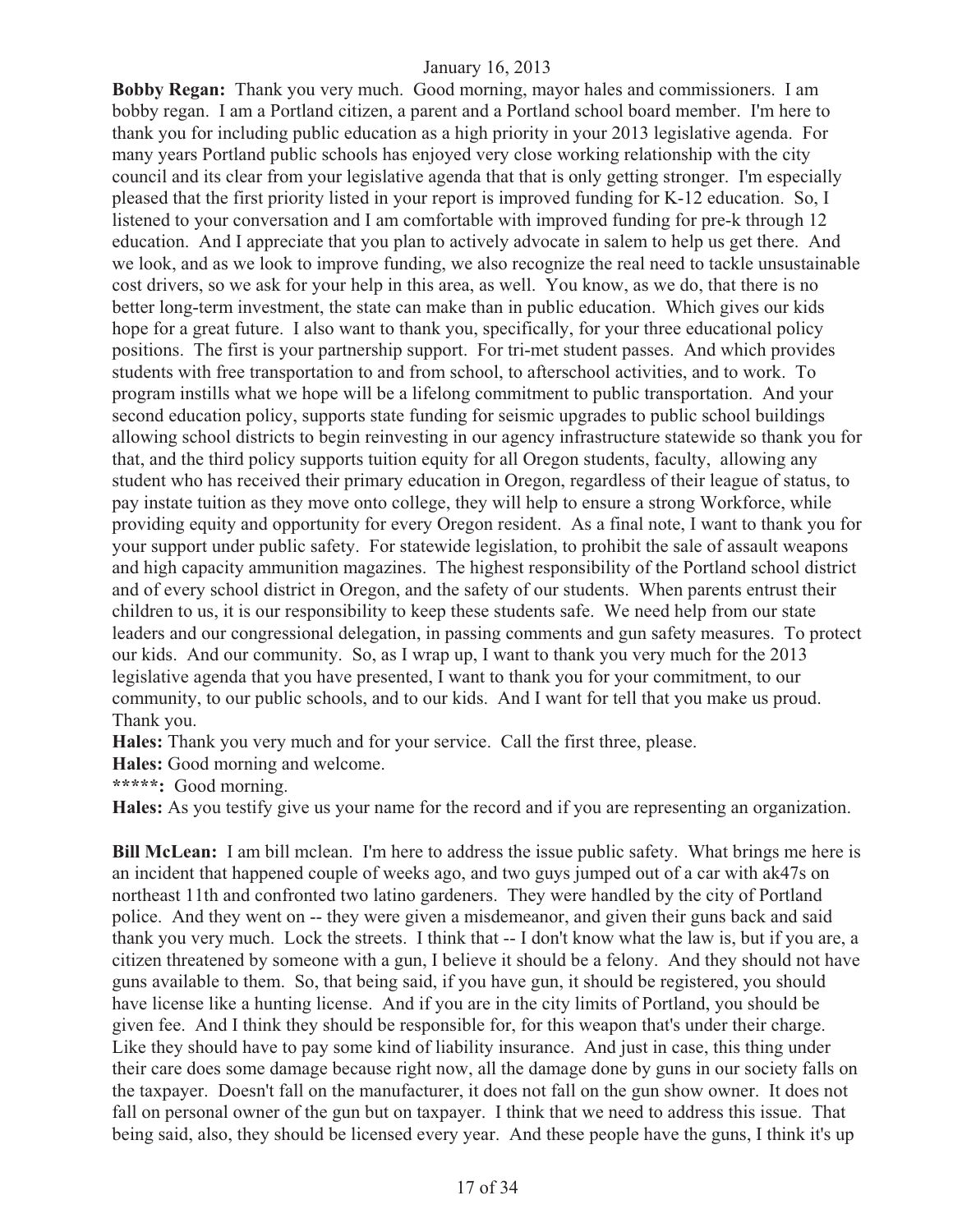**Bobby Regan:** Thank you very much. Good morning, mayor hales and commissioners. I am bobby regan. I am a Portland citizen, a parent and a Portland school board member. I'm here to thank you for including public education as a high priority in your 2013 legislative agenda. For many years Portland public schools has enjoyed very close working relationship with the city council and its clear from your legislative agenda that that is only getting stronger. I'm especially pleased that the first priority listed in your report is improved funding for K-12 education. So, I listened to your conversation and I am comfortable with improved funding for pre-k through 12 education. And I appreciate that you plan to actively advocate in salem to help us get there. And we look, and as we look to improve funding, we also recognize the real need to tackle unsustainable cost drivers, so we ask for your help in this area, as well. You know, as we do, that there is no better long-term investment, the state can make than in public education. Which gives our kids hope for a great future. I also want to thank you, specifically, for your three educational policy positions. The first is your partnership support. For tri-met student passes. And which provides students with free transportation to and from school, to afterschool activities, and to work. To program instills what we hope will be a lifelong commitment to public transportation. And your second education policy, supports state funding for seismic upgrades to public school buildings allowing school districts to begin reinvesting in our agency infrastructure statewide so thank you for that, and the third policy supports tuition equity for all Oregon students, faculty, allowing any student who has received their primary education in Oregon, regardless of their league of status, to pay instate tuition as they move onto college, they will help to ensure a strong Workforce, while providing equity and opportunity for every Oregon resident. As a final note, I want to thank you for your support under public safety. For statewide legislation, to prohibit the sale of assault weapons and high capacity ammunition magazines. The highest responsibility of the Portland school district and of every school district in Oregon, and the safety of our students. When parents entrust their children to us, it is our responsibility to keep these students safe. We need help from our state leaders and our congressional delegation, in passing comments and gun safety measures. To protect our kids. And our community. So, as I wrap up, I want to thank you very much for the 2013 legislative agenda that you have presented, I want to thank you for your commitment, to our community, to our public schools, and to our kids. And I want for tell that you make us proud. Thank you.

**Hales:** Thank you very much and for your service. Call the first three, please.

**Hales:** Good morning and welcome.

**\*\*\*\*\*:** Good morning.

**Hales:** As you testify give us your name for the record and if you are representing an organization.

**Bill McLean:** I am bill mclean. I'm here to address the issue public safety. What brings me here is an incident that happened couple of weeks ago, and two guys jumped out of a car with ak47s on northeast 11th and confronted two latino gardeners. They were handled by the city of Portland police. And they went on -- they were given a misdemeanor, and given their guns back and said thank you very much. Lock the streets. I think that -- I don't know what the law is, but if you are, a citizen threatened by someone with a gun, I believe it should be a felony. And they should not have guns available to them. So, that being said, if you have gun, it should be registered, you should have license like a hunting license. And if you are in the city limits of Portland, you should be given fee. And I think they should be responsible for, for this weapon that's under their charge. Like they should have to pay some kind of liability insurance. And just in case, this thing under their care does some damage because right now, all the damage done by guns in our society falls on the taxpayer. Doesn't fall on the manufacturer, it does not fall on the gun show owner. It does not fall on personal owner of the gun but on taxpayer. I think that we need to address this issue. That being said, also, they should be licensed every year. And these people have the guns, I think it's up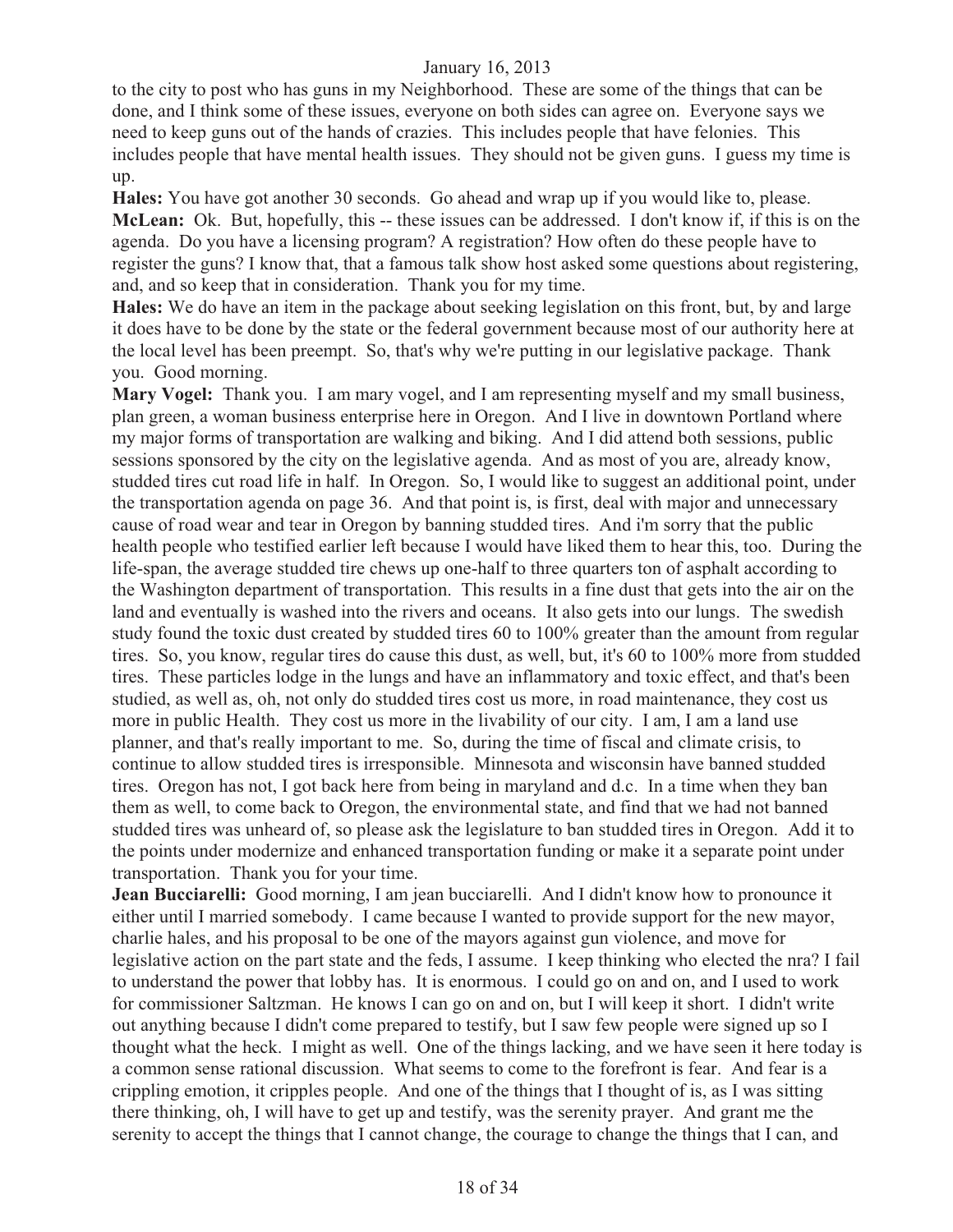to the city to post who has guns in my Neighborhood. These are some of the things that can be done, and I think some of these issues, everyone on both sides can agree on. Everyone says we need to keep guns out of the hands of crazies. This includes people that have felonies. This includes people that have mental health issues. They should not be given guns. I guess my time is up.

**Hales:** You have got another 30 seconds. Go ahead and wrap up if you would like to, please.

**McLean:** Ok. But, hopefully, this -- these issues can be addressed. I don't know if, if this is on the agenda. Do you have a licensing program? A registration? How often do these people have to register the guns? I know that, that a famous talk show host asked some questions about registering, and, and so keep that in consideration. Thank you for my time.

**Hales:** We do have an item in the package about seeking legislation on this front, but, by and large it does have to be done by the state or the federal government because most of our authority here at the local level has been preempt. So, that's why we're putting in our legislative package. Thank you. Good morning.

**Mary Vogel:** Thank you. I am mary vogel, and I am representing myself and my small business, plan green, a woman business enterprise here in Oregon. And I live in downtown Portland where my major forms of transportation are walking and biking. And I did attend both sessions, public sessions sponsored by the city on the legislative agenda. And as most of you are, already know, studded tires cut road life in half. In Oregon. So, I would like to suggest an additional point, under the transportation agenda on page 36. And that point is, is first, deal with major and unnecessary cause of road wear and tear in Oregon by banning studded tires. And i'm sorry that the public health people who testified earlier left because I would have liked them to hear this, too. During the life-span, the average studded tire chews up one-half to three quarters ton of asphalt according to the Washington department of transportation. This results in a fine dust that gets into the air on the land and eventually is washed into the rivers and oceans. It also gets into our lungs. The swedish study found the toxic dust created by studded tires 60 to 100% greater than the amount from regular tires. So, you know, regular tires do cause this dust, as well, but, it's 60 to 100% more from studded tires. These particles lodge in the lungs and have an inflammatory and toxic effect, and that's been studied, as well as, oh, not only do studded tires cost us more, in road maintenance, they cost us more in public Health. They cost us more in the livability of our city. I am, I am a land use planner, and that's really important to me. So, during the time of fiscal and climate crisis, to continue to allow studded tires is irresponsible. Minnesota and wisconsin have banned studded tires. Oregon has not, I got back here from being in maryland and d.c. In a time when they ban them as well, to come back to Oregon, the environmental state, and find that we had not banned studded tires was unheard of, so please ask the legislature to ban studded tires in Oregon. Add it to the points under modernize and enhanced transportation funding or make it a separate point under transportation. Thank you for your time.

**Jean Bucciarelli:** Good morning, I am jean bucciarelli. And I didn't know how to pronounce it either until I married somebody. I came because I wanted to provide support for the new mayor, charlie hales, and his proposal to be one of the mayors against gun violence, and move for legislative action on the part state and the feds, I assume. I keep thinking who elected the nra? I fail to understand the power that lobby has. It is enormous. I could go on and on, and I used to work for commissioner Saltzman. He knows I can go on and on, but I will keep it short. I didn't write out anything because I didn't come prepared to testify, but I saw few people were signed up so I thought what the heck. I might as well. One of the things lacking, and we have seen it here today is a common sense rational discussion. What seems to come to the forefront is fear. And fear is a crippling emotion, it cripples people. And one of the things that I thought of is, as I was sitting there thinking, oh, I will have to get up and testify, was the serenity prayer. And grant me the serenity to accept the things that I cannot change, the courage to change the things that I can, and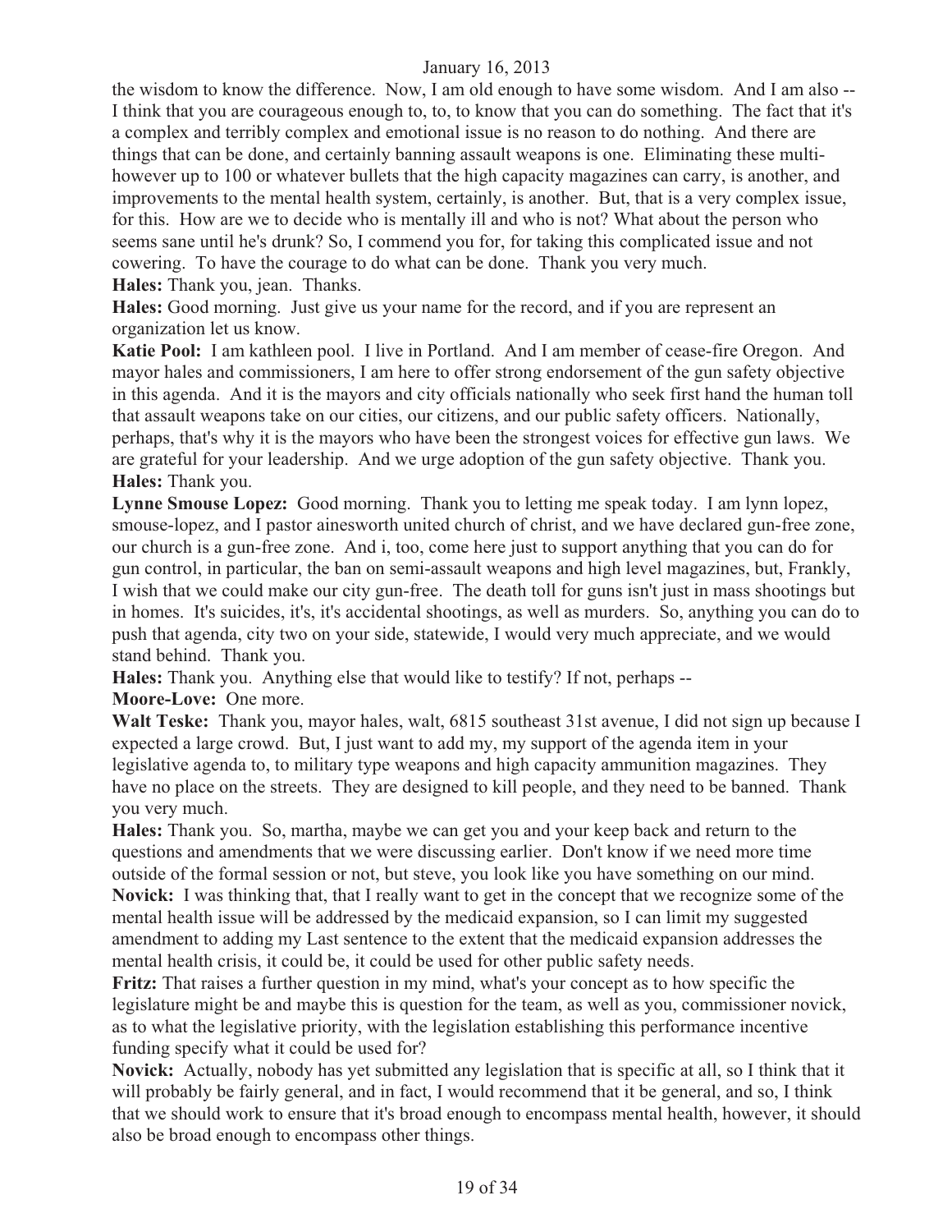the wisdom to know the difference. Now, I am old enough to have some wisdom. And I am also -- I think that you are courageous enough to, to, to know that you can do something. The fact that it's a complex and terribly complex and emotional issue is no reason to do nothing. And there are things that can be done, and certainly banning assault weapons is one. Eliminating these multi-however up to 100 or whatever bullets that the high capacity magazines can carry, is another, and improvements to the mental health system, certainly, is another. But, that is a very complex issue, for this. How are we to decide who is mentally ill and who is not? What about the person who seems sane until he's drunk? So, I commend you for, for taking this complicated issue and not cowering. To have the courage to do what can be done. Thank you very much.

**Hales:** Thank you, jean. Thanks.

**Hales:** Good morning. Just give us your name for the record, and if you are represent an organization let us know.

**Katie Pool:** I am kathleen pool. I live in Portland. And I am member of cease-fire Oregon. And mayor hales and commissioners, I am here to offer strong endorsement of the gun safety objective in this agenda. And it is the mayors and city officials nationally who seek first hand the human toll that assault weapons take on our cities, our citizens, and our public safety officers. Nationally, perhaps, that's why it is the mayors who have been the strongest voices for effective gun laws. We are grateful for your leadership. And we urge adoption of the gun safety objective. Thank you.

**Hales:** Thank you.

**Lynne Smouse Lopez:** Good morning. Thank you to letting me speak today. I am lynn lopez, smouse-lopez, and I pastor ainesworth united church of christ, and we have declared gun-free zone, our church is a gun-free zone. And i, too, come here just to support anything that you can do for gun control, in particular, the ban on semi-assault weapons and high level magazines, but, Frankly, I wish that we could make our city gun-free. The death toll for guns isn't just in mass shootings but in homes. It's suicides, it's, it's accidental shootings, as well as murders. So, anything you can do to push that agenda, city two on your side, statewide, I would very much appreciate, and we would stand behind. Thank you.

**Hales:** Thank you. Anything else that would like to testify? If not, perhaps --

**Moore-Love:** One more.

**Walt Teske:** Thank you, mayor hales, walt, 6815 southeast 31st avenue, I did not sign up because I expected a large crowd. But, I just want to add my, my support of the agenda item in your legislative agenda to, to military type weapons and high capacity ammunition magazines. They have no place on the streets. They are designed to kill people, and they need to be banned. Thank you very much.

**Hales:** Thank you. So, martha, maybe we can get you and your keep back and return to the questions and amendments that we were discussing earlier. Don't know if we need more time outside of the formal session or not, but steve, you look like you have something on our mind.

**Novick:** I was thinking that, that I really want to get in the concept that we recognize some of the mental health issue will be addressed by the medicaid expansion, so I can limit my suggested amendment to adding my Last sentence to the extent that the medicaid expansion addresses the mental health crisis, it could be, it could be used for other public safety needs.

**Fritz:** That raises a further question in my mind, what's your concept as to how specific the legislature might be and maybe this is question for the team, as well as you, commissioner novick, as to what the legislative priority, with the legislation establishing this performance incentive funding specify what it could be used for?

**Novick:** Actually, nobody has yet submitted any legislation that is specific at all, so I think that it will probably be fairly general, and in fact, I would recommend that it be general, and so, I think that we should work to ensure that it's broad enough to encompass mental health, however, it should also be broad enough to encompass other things.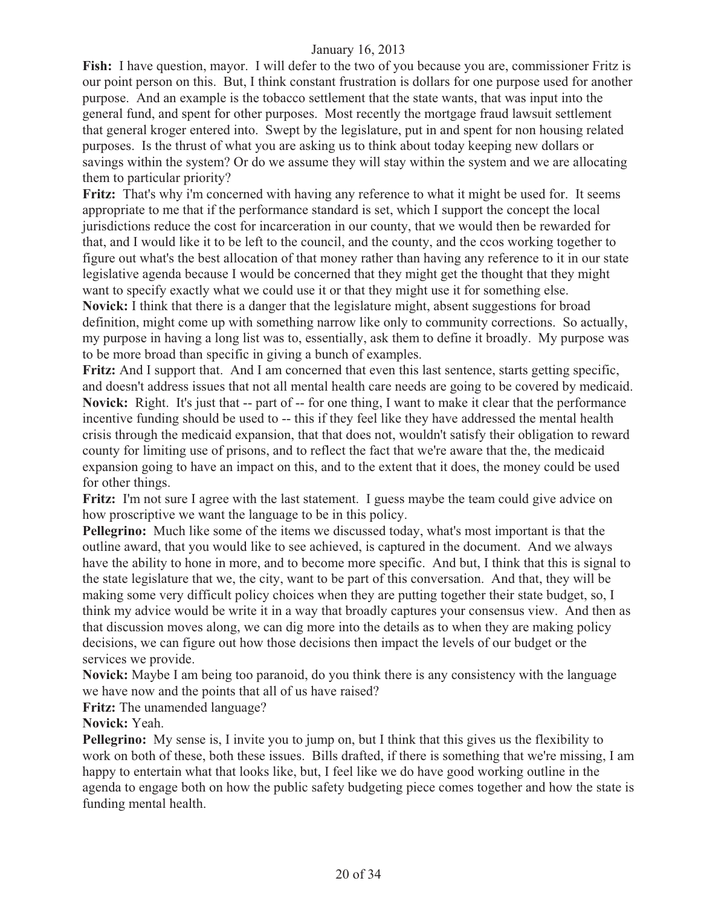**Fish:** I have question, mayor. I will defer to the two of you because you are, commissioner Fritz is our point person on this. But, I think constant frustration is dollars for one purpose used for another purpose. And an example is the tobacco settlement that the state wants, that was input into the general fund, and spent for other purposes. Most recently the mortgage fraud lawsuit settlement that general kroger entered into. Swept by the legislature, put in and spent for non housing related purposes. Is the thrust of what you are asking us to think about today keeping new dollars or savings within the system? Or do we assume they will stay within the system and we are allocating them to particular priority?

**Fritz:** That's why i'm concerned with having any reference to what it might be used for. It seems appropriate to me that if the performance standard is set, which I support the concept the local jurisdictions reduce the cost for incarceration in our county, that we would then be rewarded for that, and I would like it to be left to the council, and the county, and the ccos working together to figure out what's the best allocation of that money rather than having any reference to it in our state legislative agenda because I would be concerned that they might get the thought that they might want to specify exactly what we could use it or that they might use it for something else.

**Novick:** I think that there is a danger that the legislature might, absent suggestions for broad definition, might come up with something narrow like only to community corrections. So actually, my purpose in having a long list was to, essentially, ask them to define it broadly. My purpose was to be more broad than specific in giving a bunch of examples.

**Fritz:** And I support that. And I am concerned that even this last sentence, starts getting specific, and doesn't address issues that not all mental health care needs are going to be covered by medicaid.

**Novick:** Right. It's just that -- part of -- for one thing, I want to make it clear that the performance incentive funding should be used to -- this if they feel like they have addressed the mental health crisis through the medicaid expansion, that that does not, wouldn't satisfy their obligation to reward county for limiting use of prisons, and to reflect the fact that we're aware that the, the medicaid expansion going to have an impact on this, and to the extent that it does, the money could be used for other things.

**Fritz:** I'm not sure I agree with the last statement. I guess maybe the team could give advice on how proscriptive we want the language to be in this policy.

**Pellegrino:** Much like some of the items we discussed today, what's most important is that the outline award, that you would like to see achieved, is captured in the document. And we always have the ability to hone in more, and to become more specific. And but, I think that this is signal to the state legislature that we, the city, want to be part of this conversation. And that, they will be making some very difficult policy choices when they are putting together their state budget, so, I think my advice would be write it in a way that broadly captures your consensus view. And then as that discussion moves along, we can dig more into the details as to when they are making policy decisions, we can figure out how those decisions then impact the levels of our budget or the services we provide.

**Novick:** Maybe I am being too paranoid, do you think there is any consistency with the language we have now and the points that all of us have raised?

**Fritz:** The unamended language?

**Novick:** Yeah.

**Pellegrino:** My sense is, I invite you to jump on, but I think that this gives us the flexibility to work on both of these, both these issues. Bills drafted, if there is something that we're missing, I am happy to entertain what that looks like, but, I feel like we do have good working outline in the agenda to engage both on how the public safety budgeting piece comes together and how the state is funding mental health.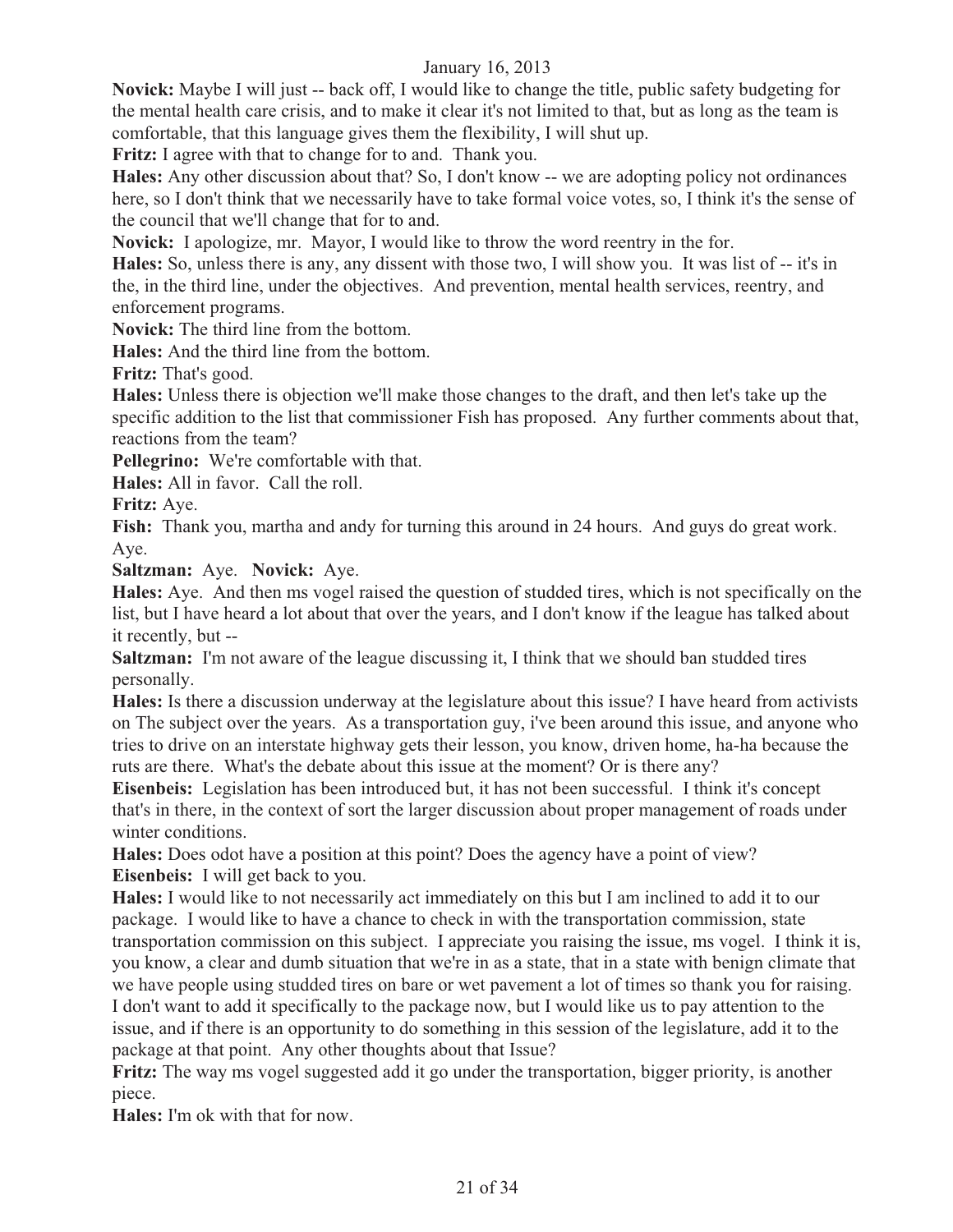**Novick:** Maybe I will just -- back off, I would like to change the title, public safety budgeting for the mental health care crisis, and to make it clear it's not limited to that, but as long as the team is comfortable, that this language gives them the flexibility, I will shut up.

**Fritz:** I agree with that to change for to and. Thank you.

**Hales:** Any other discussion about that? So, I don't know -- we are adopting policy not ordinances here, so I don't think that we necessarily have to take formal voice votes, so, I think it's the sense of the council that we'll change that for to and.

**Novick:** I apologize, mr. Mayor, I would like to throw the word reentry in the for.

**Hales:** So, unless there is any, any dissent with those two, I will show you. It was list of -- it's in the, in the third line, under the objectives. And prevention, mental health services, reentry, and enforcement programs.

**Novick:** The third line from the bottom.

**Hales:** And the third line from the bottom.

**Fritz:** That's good.

**Hales:** Unless there is objection we'll make those changes to the draft, and then let's take up the specific addition to the list that commissioner Fish has proposed. Any further comments about that, reactions from the team?

**Pellegrino:** We're comfortable with that.

**Hales:** All in favor. Call the roll.

**Fritz:** Aye.

**Fish:** Thank you, martha and andy for turning this around in 24 hours. And guys do great work. Aye.

**Saltzman:** Aye. **Novick:** Aye.

**Hales:** Aye. And then ms vogel raised the question of studded tires, which is not specifically on the list, but I have heard a lot about that over the years, and I don't know if the league has talked about it recently, but --

**Saltzman:** I'm not aware of the league discussing it, I think that we should ban studded tires personally.

**Hales:** Is there a discussion underway at the legislature about this issue? I have heard from activists on The subject over the years. As a transportation guy, i've been around this issue, and anyone who tries to drive on an interstate highway gets their lesson, you know, driven home, ha-ha because the ruts are there. What's the debate about this issue at the moment? Or is there any?

**Eisenbeis:** Legislation has been introduced but, it has not been successful. I think it's concept that's in there, in the context of sort the larger discussion about proper management of roads under winter conditions.

**Hales:** Does odot have a position at this point? Does the agency have a point of view?

**Eisenbeis:** I will get back to you.

**Hales:** I would like to not necessarily act immediately on this but I am inclined to add it to our package. I would like to have a chance to check in with the transportation commission, state transportation commission on this subject. I appreciate you raising the issue, ms vogel. I think it is, you know, a clear and dumb situation that we're in as a state, that in a state with benign climate that we have people using studded tires on bare or wet pavement a lot of times so thank you for raising. I don't want to add it specifically to the package now, but I would like us to pay attention to the issue, and if there is an opportunity to do something in this session of the legislature, add it to the package at that point. Any other thoughts about that Issue?

**Fritz:** The way ms vogel suggested add it go under the transportation, bigger priority, is another piece.

**Hales:** I'm ok with that for now.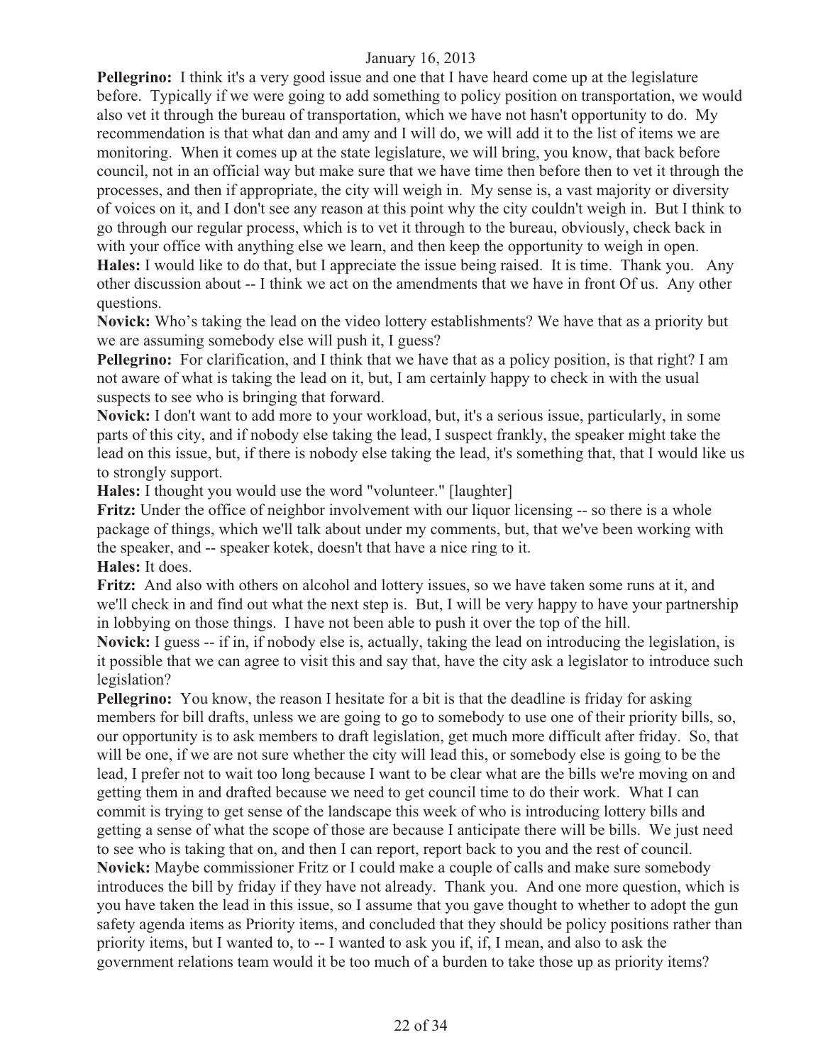**Pellegrino:** I think it's a very good issue and one that I have heard come up at the legislature before. Typically if we were going to add something to policy position on transportation, we would also vet it through the bureau of transportation, which we have not hasn't opportunity to do. My recommendation is that what dan and amy and I will do, we will add it to the list of items we are monitoring. When it comes up at the state legislature, we will bring, you know, that back before council, not in an official way but make sure that we have time then before then to vet it through the processes, and then if appropriate, the city will weigh in. My sense is, a vast majority or diversity of voices on it, and I don't see any reason at this point why the city couldn't weigh in. But I think to go through our regular process, which is to vet it through to the bureau, obviously, check back in with your office with anything else we learn, and then keep the opportunity to weigh in open.

**Hales:** I would like to do that, but I appreciate the issue being raised. It is time. Thank you. Any other discussion about -- I think we act on the amendments that we have in front Of us. Any other questions.

**Novick:** Who's taking the lead on the video lottery establishments? We have that as a priority but we are assuming somebody else will push it, I guess?

**Pellegrino:** For clarification, and I think that we have that as a policy position, is that right? I am not aware of what is taking the lead on it, but, I am certainly happy to check in with the usual suspects to see who is bringing that forward.

**Novick:** I don't want to add more to your workload, but, it's a serious issue, particularly, in some parts of this city, and if nobody else taking the lead, I suspect frankly, the speaker might take the lead on this issue, but, if there is nobody else taking the lead, it's something that, that I would like us to strongly support.

**Hales:** I thought you would use the word "volunteer." [laughter]

**Fritz:** Under the office of neighbor involvement with our liquor licensing -- so there is a whole package of things, which we'll talk about under my comments, but, that we've been working with the speaker, and -- speaker kotek, doesn't that have a nice ring to it.

**Hales:** It does.

**Fritz:** And also with others on alcohol and lottery issues, so we have taken some runs at it, and we'll check in and find out what the next step is. But, I will be very happy to have your partnership in lobbying on those things. I have not been able to push it over the top of the hill.

**Novick:** I guess -- if in, if nobody else is, actually, taking the lead on introducing the legislation, is it possible that we can agree to visit this and say that, have the city ask a legislator to introduce such legislation?

**Pellegrino:** You know, the reason I hesitate for a bit is that the deadline is friday for asking members for bill drafts, unless we are going to go to somebody to use one of their priority bills, so, our opportunity is to ask members to draft legislation, get much more difficult after friday. So, that will be one, if we are not sure whether the city will lead this, or somebody else is going to be the lead, I prefer not to wait too long because I want to be clear what are the bills we're moving on and getting them in and drafted because we need to get council time to do their work. What I can commit is trying to get sense of the landscape this week of who is introducing lottery bills and getting a sense of what the scope of those are because I anticipate there will be bills. We just need to see who is taking that on, and then I can report, report back to you and the rest of council.

**Novick:** Maybe commissioner Fritz or I could make a couple of calls and make sure somebody introduces the bill by friday if they have not already. Thank you. And one more question, which is you have taken the lead in this issue, so I assume that you gave thought to whether to adopt the gun safety agenda items as Priority items, and concluded that they should be policy positions rather than priority items, but I wanted to, to -- I wanted to ask you if, if, I mean, and also to ask the government relations team would it be too much of a burden to take those up as priority items?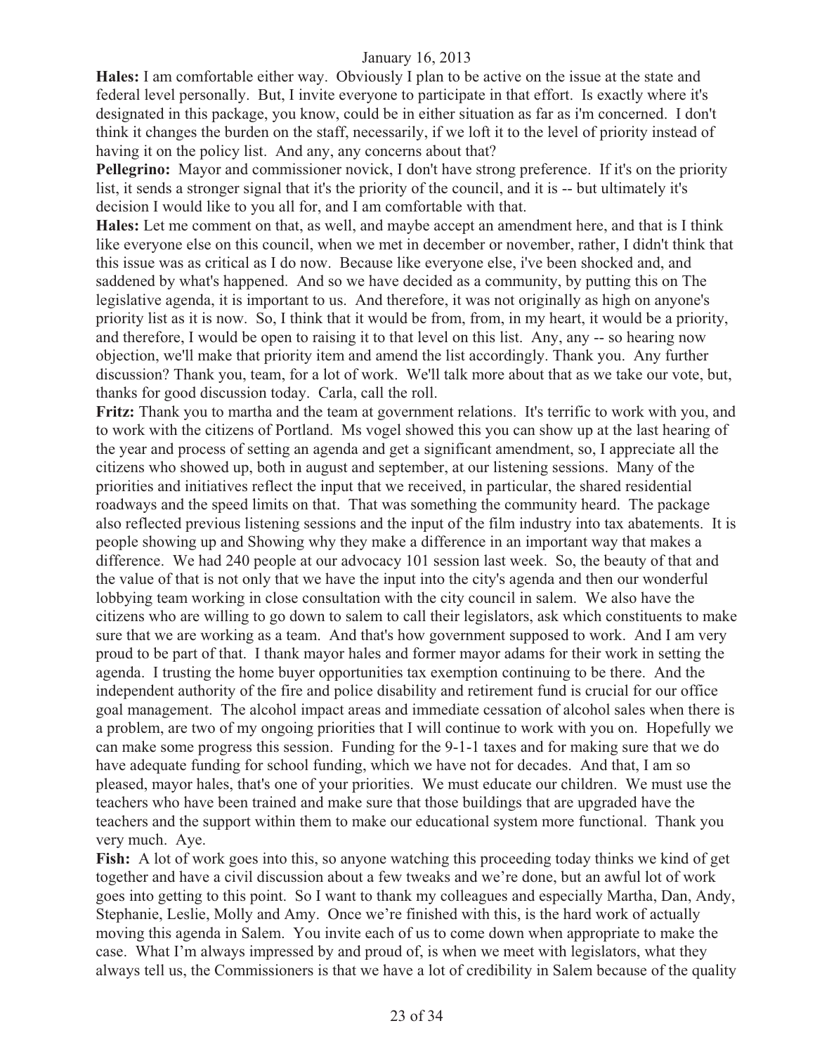**Hales:** I am comfortable either way. Obviously I plan to be active on the issue at the state and federal level personally. But, I invite everyone to participate in that effort. Is exactly where it's designated in this package, you know, could be in either situation as far as i'm concerned. I don't think it changes the burden on the staff, necessarily, if we loft it to the level of priority instead of having it on the policy list. And any, any concerns about that?

**Pellegrino:** Mayor and commissioner novick, I don't have strong preference. If it's on the priority list, it sends a stronger signal that it's the priority of the council, and it is -- but ultimately it's decision I would like to you all for, and I am comfortable with that.

**Hales:** Let me comment on that, as well, and maybe accept an amendment here, and that is I think like everyone else on this council, when we met in december or november, rather, I didn't think that this issue was as critical as I do now. Because like everyone else, i've been shocked and, and saddened by what's happened. And so we have decided as a community, by putting this on The legislative agenda, it is important to us. And therefore, it was not originally as high on anyone's priority list as it is now. So, I think that it would be from, from, in my heart, it would be a priority, and therefore, I would be open to raising it to that level on this list. Any, any -- so hearing now objection, we'll make that priority item and amend the list accordingly. Thank you. Any further discussion? Thank you, team, for a lot of work. We'll talk more about that as we take our vote, but, thanks for good discussion today. Carla, call the roll.

**Fritz:** Thank you to martha and the team at government relations. It's terrific to work with you, and to work with the citizens of Portland. Ms vogel showed this you can show up at the last hearing of the year and process of setting an agenda and get a significant amendment, so, I appreciate all the citizens who showed up, both in august and september, at our listening sessions. Many of the priorities and initiatives reflect the input that we received, in particular, the shared residential roadways and the speed limits on that. That was something the community heard. The package also reflected previous listening sessions and the input of the film industry into tax abatements. It is people showing up and Showing why they make a difference in an important way that makes a difference. We had 240 people at our advocacy 101 session last week. So, the beauty of that and the value of that is not only that we have the input into the city's agenda and then our wonderful lobbying team working in close consultation with the city council in salem. We also have the citizens who are willing to go down to salem to call their legislators, ask which constituents to make sure that we are working as a team. And that's how government supposed to work. And I am very proud to be part of that. I thank mayor hales and former mayor adams for their work in setting the agenda. I trusting the home buyer opportunities tax exemption continuing to be there. And the independent authority of the fire and police disability and retirement fund is crucial for our office goal management. The alcohol impact areas and immediate cessation of alcohol sales when there is a problem, are two of my ongoing priorities that I will continue to work with you on. Hopefully we can make some progress this session. Funding for the 9-1-1 taxes and for making sure that we do have adequate funding for school funding, which we have not for decades. And that, I am so pleased, mayor hales, that's one of your priorities. We must educate our children. We must use the teachers who have been trained and make sure that those buildings that are upgraded have the teachers and the support within them to make our educational system more functional. Thank you very much. Aye.

**Fish:** A lot of work goes into this, so anyone watching this proceeding today thinks we kind of get together and have a civil discussion about a few tweaks and we're done, but an awful lot of work goes into getting to this point. So I want to thank my colleagues and especially Martha, Dan, Andy, Stephanie, Leslie, Molly and Amy. Once we're finished with this, is the hard work of actually moving this agenda in Salem. You invite each of us to come down when appropriate to make the case. What I'm always impressed by and proud of, is when we meet with legislators, what they always tell us, the Commissioners is that we have a lot of credibility in Salem because of the quality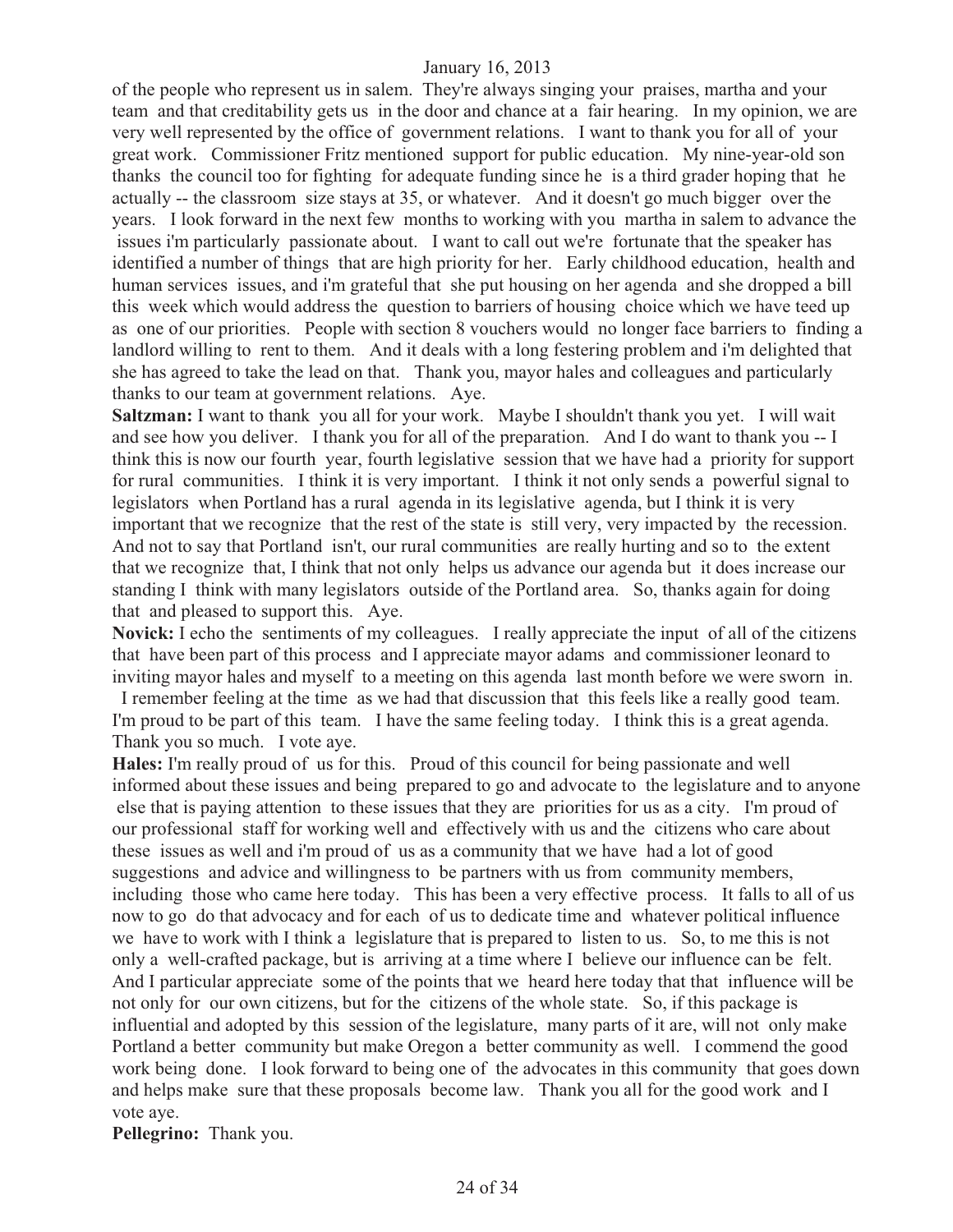of the people who represent us in salem. They're always singing your praises, martha and your team and that creditability gets us in the door and chance at a fair hearing. In my opinion, we are very well represented by the office of government relations. I want to thank you for all of your great work. Commissioner Fritz mentioned support for public education. My nine-year-old son thanks the council too for fighting for adequate funding since he is a third grader hoping that he actually -- the classroom size stays at 35, or whatever. And it doesn't go much bigger over the years. I look forward in the next few months to working with you martha in salem to advance the issues i'm particularly passionate about. I want to call out we're fortunate that the speaker has identified a number of things that are high priority for her. Early childhood education, health and human services issues, and i'm grateful that she put housing on her agenda and she dropped a bill this week which would address the question to barriers of housing choice which we have teed up as one of our priorities. People with section 8 vouchers would no longer face barriers to finding a landlord willing to rent to them. And it deals with a long festering problem and i'm delighted that she has agreed to take the lead on that. Thank you, mayor hales and colleagues and particularly thanks to our team at government relations. Aye.

**Saltzman:** I want to thank you all for your work. Maybe I shouldn't thank you yet. I will wait and see how you deliver. I thank you for all of the preparation. And I do want to thank you -- I think this is now our fourth year, fourth legislative session that we have had a priority for support for rural communities. I think it is very important. I think it not only sends a powerful signal to legislators when Portland has a rural agenda in its legislative agenda, but I think it is very important that we recognize that the rest of the state is still very, very impacted by the recession. And not to say that Portland isn't, our rural communities are really hurting and so to the extent that we recognize that, I think that not only helps us advance our agenda but it does increase our standing I think with many legislators outside of the Portland area. So, thanks again for doing that and pleased to support this. Aye.

**Novick:** I echo the sentiments of my colleagues. I really appreciate the input of all of the citizens that have been part of this process and I appreciate mayor adams and commissioner leonard to inviting mayor hales and myself to a meeting on this agenda last month before we were sworn in. I remember feeling at the time as we had that discussion that this feels like a really good team. I'm proud to be part of this team. I have the same feeling today. I think this is a great agenda. Thank you so much. I vote aye.

**Hales:** I'm really proud of us for this. Proud of this council for being passionate and well informed about these issues and being prepared to go and advocate to the legislature and to anyone else that is paying attention to these issues that they are priorities for us as a city. I'm proud of our professional staff for working well and effectively with us and the citizens who care about these issues as well and i'm proud of us as a community that we have had a lot of good suggestions and advice and willingness to be partners with us from community members, including those who came here today. This has been a very effective process. It falls to all of us now to go do that advocacy and for each of us to dedicate time and whatever political influence we have to work with I think a legislature that is prepared to listen to us. So, to me this is not only a well-crafted package, but is arriving at a time where I believe our influence can be felt. And I particular appreciate some of the points that we heard here today that that influence will be not only for our own citizens, but for the citizens of the whole state. So, if this package is influential and adopted by this session of the legislature, many parts of it are, will not only make Portland a better community but make Oregon a better community as well. I commend the good work being done. I look forward to being one of the advocates in this community that goes down and helps make sure that these proposals become law. Thank you all for the good work and I vote aye.

**Pellegrino:** Thank you.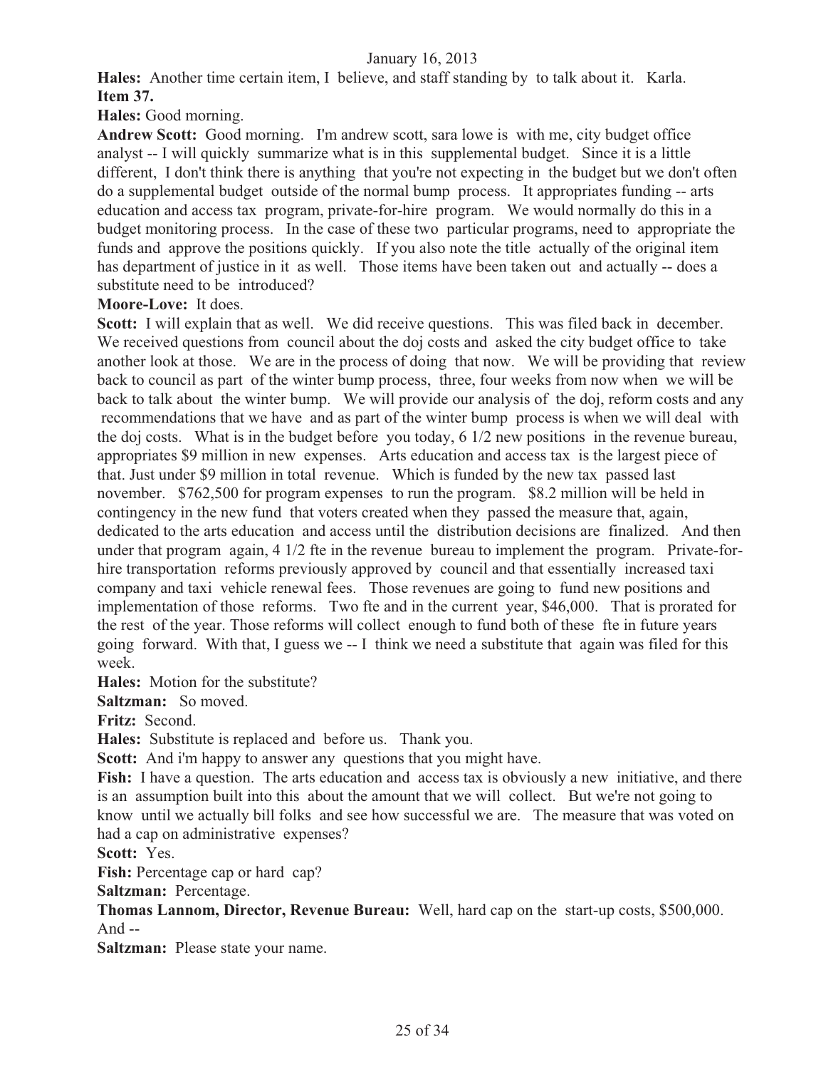**Hales:** Another time certain item, I believe, and staff standing by to talk about it. Karla.

**Item 37.**

**Hales:** Good morning.

**Andrew Scott:** Good morning. I'm andrew scott, sara lowe is with me, city budget office analyst -- I will quickly summarize what is in this supplemental budget. Since it is a little different, I don't think there is anything that you're not expecting in the budget but we don't often do a supplemental budget outside of the normal bump process. It appropriates funding -- arts education and access tax program, private-for-hire program. We would normally do this in a budget monitoring process. In the case of these two particular programs, need to appropriate the funds and approve the positions quickly. If you also note the title actually of the original item has department of justice in it as well. Those items have been taken out and actually -- does a substitute need to be introduced?

**Moore-Love:** It does.

**Scott:** I will explain that as well. We did receive questions. This was filed back in december. We received questions from council about the doj costs and asked the city budget office to take another look at those. We are in the process of doing that now. We will be providing that review back to council as part of the winter bump process, three, four weeks from now when we will be back to talk about the winter bump. We will provide our analysis of the doj, reform costs and any recommendations that we have and as part of the winter bump process is when we will deal with the doj costs. What is in the budget before you today, 6 1/2 new positions in the revenue bureau, appropriates $9 million in new expenses. Arts education and access tax is the largest piece of that. Just under $9 million in total revenue. Which is funded by the new tax passed last november. $762,500 for program expenses to run the program. $8.2 million will be held in contingency in the new fund that voters created when they passed the measure that, again, dedicated to the arts education and access until the distribution decisions are finalized. And then under that program again, 4 1/2 fte in the revenue bureau to implement the program. Private-for-hire transportation reforms previously approved by council and that essentially increased taxi company and taxi vehicle renewal fees. Those revenues are going to fund new positions and implementation of those reforms. Two fte and in the current year, $46,000. That is prorated for the rest of the year. Those reforms will collect enough to fund both of these fte in future years going forward. With that, I guess we -- I think we need a substitute that again was filed for this week.

**Hales:** Motion for the substitute?

**Saltzman:** So moved.

**Fritz:** Second.

**Hales:** Substitute is replaced and before us. Thank you.

**Scott:** And i'm happy to answer any questions that you might have.

**Fish:** I have a question. The arts education and access tax is obviously a new initiative, and there is an assumption built into this about the amount that we will collect. But we're not going to know until we actually bill folks and see how successful we are. The measure that was voted on had a cap on administrative expenses?

**Scott:** Yes.

**Fish:** Percentage cap or hard cap?

**Saltzman:** Percentage.

**Thomas Lannom, Director, Revenue Bureau:** Well, hard cap on the start-up costs, $500,000. And --

**Saltzman:** Please state your name.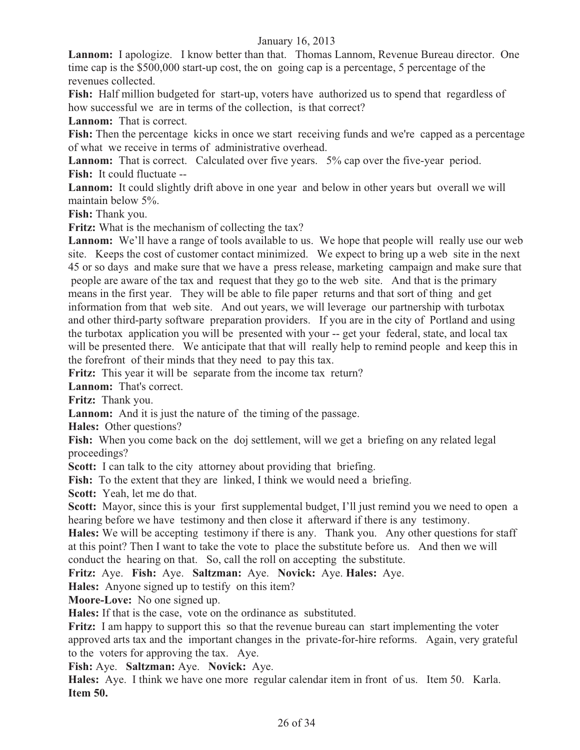**Lannom:** I apologize. I know better than that. Thomas Lannom, Revenue Bureau director. One time cap is the $500,000 start-up cost, the on going cap is a percentage, 5 percentage of the revenues collected.

**Fish:** Half million budgeted for start-up, voters have authorized us to spend that regardless of how successful we are in terms of the collection, is that correct?

**Lannom:** That is correct.

**Fish:** Then the percentage kicks in once we start receiving funds and we're capped as a percentage of what we receive in terms of administrative overhead.

**Lannom:** That is correct. Calculated over five years. 5% cap over the five-year period.

**Fish:** It could fluctuate --

**Lannom:** It could slightly drift above in one year and below in other years but overall we will maintain below 5%.

**Fish:** Thank you.

**Fritz:** What is the mechanism of collecting the tax?

**Lannom:** We'll have a range of tools available to us. We hope that people will really use our web site. Keeps the cost of customer contact minimized. We expect to bring up a web site in the next 45 or so days and make sure that we have a press release, marketing campaign and make sure that people are aware of the tax and request that they go to the web site. And that is the primary means in the first year. They will be able to file paper returns and that sort of thing and get information from that web site. And out years, we will leverage our partnership with turbotax and other third-party software preparation providers. If you are in the city of Portland and using the turbotax application you will be presented with your -- get your federal, state, and local tax will be presented there. We anticipate that that will really help to remind people and keep this in the forefront of their minds that they need to pay this tax.

**Fritz:** This year it will be separate from the income tax return?

**Lannom:** That's correct.

**Fritz:** Thank you.

**Lannom:** And it is just the nature of the timing of the passage.

**Hales:** Other questions?

**Fish:** When you come back on the doj settlement, will we get a briefing on any related legal proceedings?

**Scott:** I can talk to the city attorney about providing that briefing.

**Fish:** To the extent that they are linked, I think we would need a briefing.

**Scott:** Yeah, let me do that.

**Scott:** Mayor, since this is your first supplemental budget, I'll just remind you we need to open a hearing before we have testimony and then close it afterward if there is any testimony.

**Hales:** We will be accepting testimony if there is any. Thank you. Any other questions for staff at this point? Then I want to take the vote to place the substitute before us. And then we will conduct the hearing on that. So, call the roll on accepting the substitute.

**Fritz:** Aye. **Fish:** Aye. **Saltzman:** Aye. **Novick:** Aye. **Hales:** Aye.

**Hales:** Anyone signed up to testify on this item?

**Moore-Love:** No one signed up.

**Hales:** If that is the case, vote on the ordinance as substituted.

**Fritz:** I am happy to support this so that the revenue bureau can start implementing the voter approved arts tax and the important changes in the private-for-hire reforms. Again, very grateful to the voters for approving the tax. Aye.

**Fish:** Aye. **Saltzman:** Aye. **Novick:** Aye.

**Hales:** Aye. I think we have one more regular calendar item in front of us. Item 50. Karla.

**Item 50.**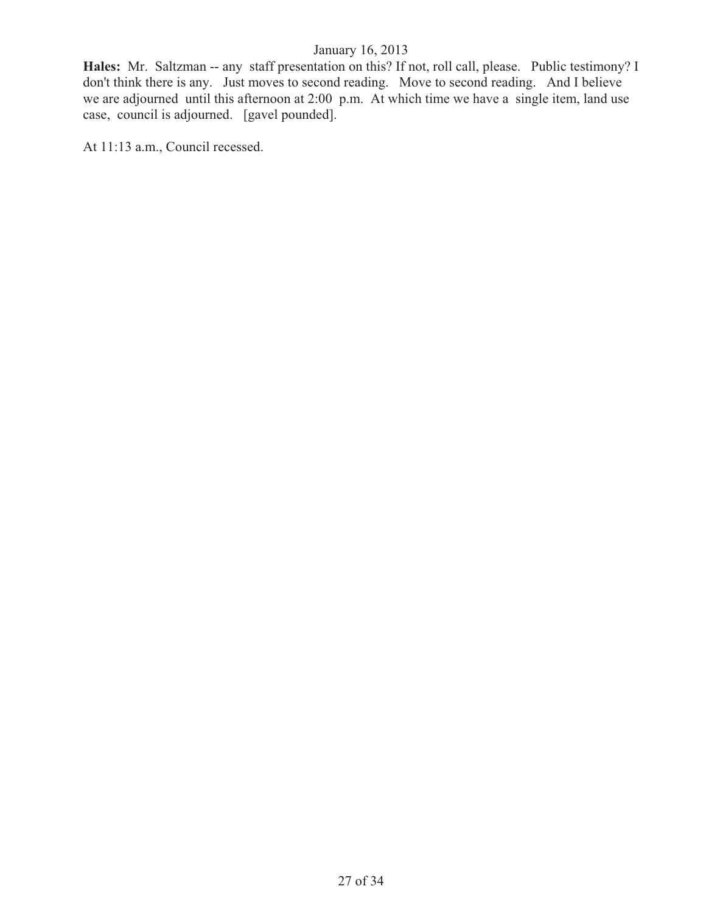**Hales:** Mr. Saltzman -- any staff presentation on this? If not, roll call, please. Public testimony? I don't think there is any. Just moves to second reading. Move to second reading. And I believe we are adjourned until this afternoon at 2:00 p.m. At which time we have a single item, land use case, council is adjourned. [gavel pounded].

At 11:13 a.m., Council recessed.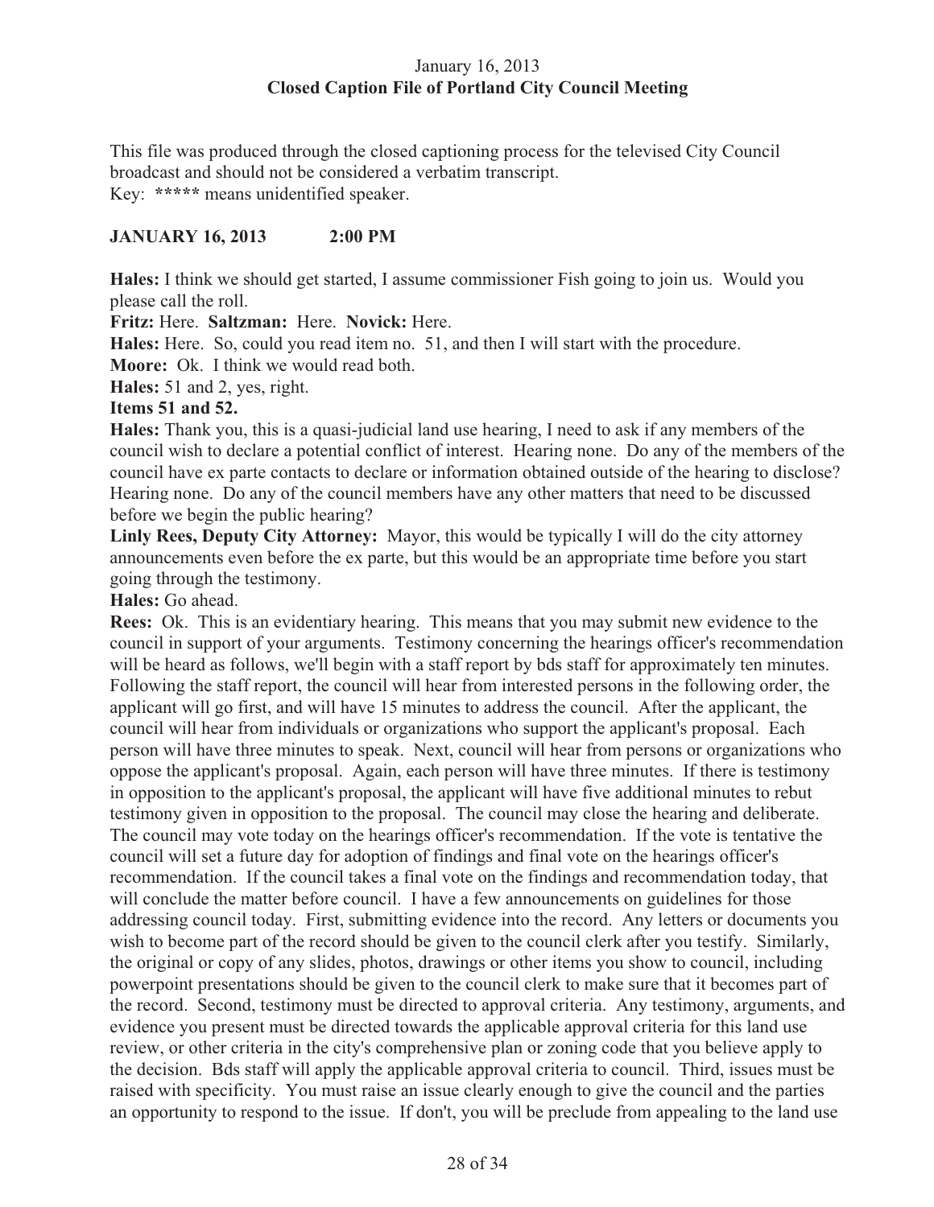January 16, 2013

**Closed Caption File of Portland City Council Meeting**

This file was produced through the closed captioning process for the televised City Council broadcast and should not be considered a verbatim transcript.
Key: ***** means unidentified speaker.

**JANUARY 16, 2013 2:00 PM**

**Hales:** I think we should get started, I assume commissioner Fish going to join us. Would you please call the roll.

**Fritz:** Here. **Saltzman:** Here. **Novick:** Here.

**Hales:** Here. So, could you read item no. 51, and then I will start with the procedure.

**Moore:** Ok. I think we would read both.

**Hales:** 51 and 2, yes, right.

**Items 51 and 52.**

**Hales:** Thank you, this is a quasi-judicial land use hearing, I need to ask if any members of the council wish to declare a potential conflict of interest. Hearing none. Do any of the members of the council have ex parte contacts to declare or information obtained outside of the hearing to disclose? Hearing none. Do any of the council members have any other matters that need to be discussed before we begin the public hearing?

**Linly Rees, Deputy City Attorney:** Mayor, this would be typically I will do the city attorney announcements even before the ex parte, but this would be an appropriate time before you start going through the testimony.

**Hales:** Go ahead.

**Rees:** Ok. This is an evidentiary hearing. This means that you may submit new evidence to the council in support of your arguments. Testimony concerning the hearings officer's recommendation will be heard as follows, we'll begin with a staff report by bds staff for approximately ten minutes. Following the staff report, the council will hear from interested persons in the following order, the applicant will go first, and will have 15 minutes to address the council. After the applicant, the council will hear from individuals or organizations who support the applicant's proposal. Each person will have three minutes to speak. Next, council will hear from persons or organizations who oppose the applicant's proposal. Again, each person will have three minutes. If there is testimony in opposition to the applicant's proposal, the applicant will have five additional minutes to rebut testimony given in opposition to the proposal. The council may close the hearing and deliberate. The council may vote today on the hearings officer's recommendation. If the vote is tentative the council will set a future day for adoption of findings and final vote on the hearings officer's recommendation. If the council takes a final vote on the findings and recommendation today, that will conclude the matter before council. I have a few announcements on guidelines for those addressing council today. First, submitting evidence into the record. Any letters or documents you wish to become part of the record should be given to the council clerk after you testify. Similarly, the original or copy of any slides, photos, drawings or other items you show to council, including powerpoint presentations should be given to the council clerk to make sure that it becomes part of the record. Second, testimony must be directed to approval criteria. Any testimony, arguments, and evidence you present must be directed towards the applicable approval criteria for this land use review, or other criteria in the city's comprehensive plan or zoning code that you believe apply to the decision. Bds staff will apply the applicable approval criteria to council. Third, issues must be raised with specificity. You must raise an issue clearly enough to give the council and the parties an opportunity to respond to the issue. If don't, you will be preclude from appealing to the land use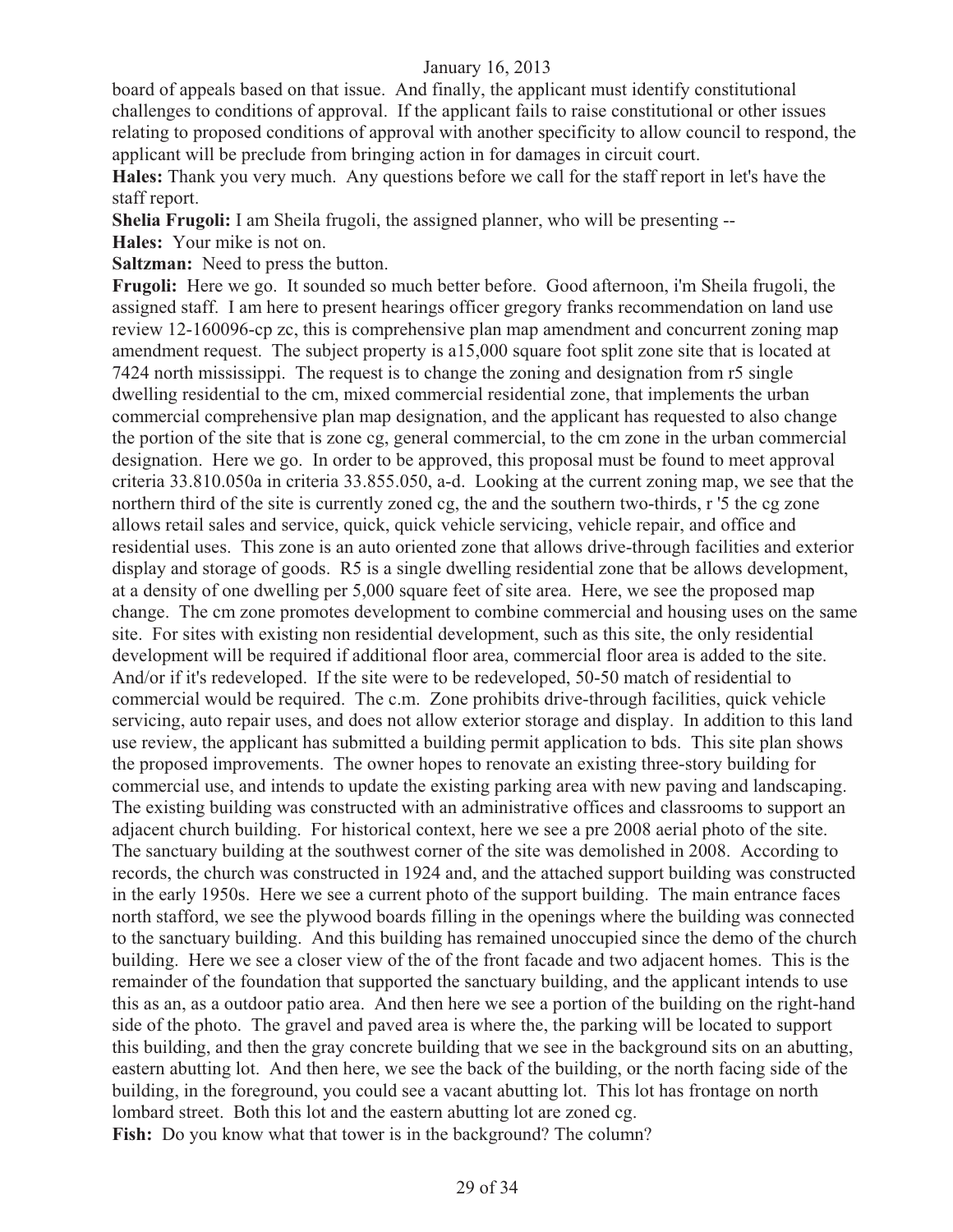board of appeals based on that issue. And finally, the applicant must identify constitutional challenges to conditions of approval. If the applicant fails to raise constitutional or other issues relating to proposed conditions of approval with another specificity to allow council to respond, the applicant will be preclude from bringing action in for damages in circuit court.

**Hales:** Thank you very much. Any questions before we call for the staff report in let's have the staff report.

**Shelia Frugoli:** I am Sheila frugoli, the assigned planner, who will be presenting --

**Hales:** Your mike is not on.

**Saltzman:** Need to press the button.

**Frugoli:** Here we go. It sounded so much better before. Good afternoon, i'm Sheila frugoli, the assigned staff. I am here to present hearings officer gregory franks recommendation on land use review 12-160096-cp zc, this is comprehensive plan map amendment and concurrent zoning map amendment request. The subject property is a15,000 square foot split zone site that is located at 7424 north mississippi. The request is to change the zoning and designation from r5 single dwelling residential to the cm, mixed commercial residential zone, that implements the urban commercial comprehensive plan map designation, and the applicant has requested to also change the portion of the site that is zone cg, general commercial, to the cm zone in the urban commercial designation. Here we go. In order to be approved, this proposal must be found to meet approval criteria 33.810.050a in criteria 33.855.050, a-d. Looking at the current zoning map, we see that the northern third of the site is currently zoned cg, the and the southern two-thirds, r '5 the cg zone allows retail sales and service, quick, quick vehicle servicing, vehicle repair, and office and residential uses. This zone is an auto oriented zone that allows drive-through facilities and exterior display and storage of goods. R5 is a single dwelling residential zone that be allows development, at a density of one dwelling per 5,000 square feet of site area. Here, we see the proposed map change. The cm zone promotes development to combine commercial and housing uses on the same site. For sites with existing non residential development, such as this site, the only residential development will be required if additional floor area, commercial floor area is added to the site. And/or if it's redeveloped. If the site were to be redeveloped, 50-50 match of residential to commercial would be required. The c.m. Zone prohibits drive-through facilities, quick vehicle servicing, auto repair uses, and does not allow exterior storage and display. In addition to this land use review, the applicant has submitted a building permit application to bds. This site plan shows the proposed improvements. The owner hopes to renovate an existing three-story building for commercial use, and intends to update the existing parking area with new paving and landscaping. The existing building was constructed with an administrative offices and classrooms to support an adjacent church building. For historical context, here we see a pre 2008 aerial photo of the site. The sanctuary building at the southwest corner of the site was demolished in 2008. According to records, the church was constructed in 1924 and, and the attached support building was constructed in the early 1950s. Here we see a current photo of the support building. The main entrance faces north stafford, we see the plywood boards filling in the openings where the building was connected to the sanctuary building. And this building has remained unoccupied since the demo of the church building. Here we see a closer view of the of the front facade and two adjacent homes. This is the remainder of the foundation that supported the sanctuary building, and the applicant intends to use this as an, as a outdoor patio area. And then here we see a portion of the building on the right-hand side of the photo. The gravel and paved area is where the, the parking will be located to support this building, and then the gray concrete building that we see in the background sits on an abutting, eastern abutting lot. And then here, we see the back of the building, or the north facing side of the building, in the foreground, you could see a vacant abutting lot. This lot has frontage on north lombard street. Both this lot and the eastern abutting lot are zoned cg.

**Fish:** Do you know what that tower is in the background? The column?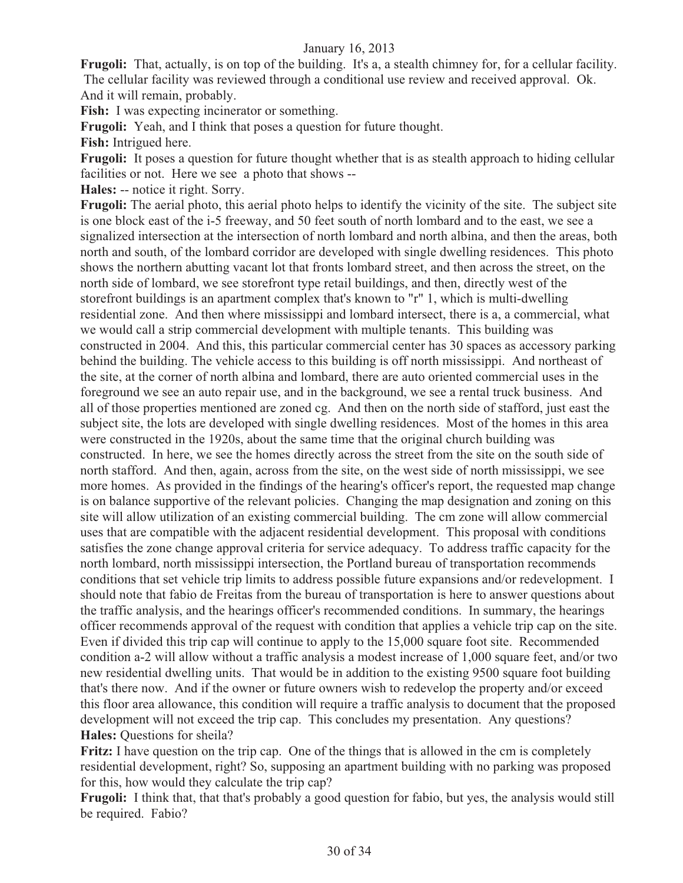**Frugoli:** That, actually, is on top of the building. It's a, a stealth chimney for, for a cellular facility. The cellular facility was reviewed through a conditional use review and received approval. Ok. And it will remain, probably.

**Fish:** I was expecting incinerator or something.

**Frugoli:** Yeah, and I think that poses a question for future thought.

**Fish:** Intrigued here.

**Frugoli:** It poses a question for future thought whether that is as stealth approach to hiding cellular facilities or not. Here we see a photo that shows --

**Hales:** -- notice it right. Sorry.

**Frugoli:** The aerial photo, this aerial photo helps to identify the vicinity of the site. The subject site is one block east of the i-5 freeway, and 50 feet south of north lombard and to the east, we see a signalized intersection at the intersection of north lombard and north albina, and then the areas, both north and south, of the lombard corridor are developed with single dwelling residences. This photo shows the northern abutting vacant lot that fronts lombard street, and then across the street, on the north side of lombard, we see storefront type retail buildings, and then, directly west of the storefront buildings is an apartment complex that's known to "r" 1, which is multi-dwelling residential zone. And then where mississippi and lombard intersect, there is a, a commercial, what we would call a strip commercial development with multiple tenants. This building was constructed in 2004. And this, this particular commercial center has 30 spaces as accessory parking behind the building. The vehicle access to this building is off north mississippi. And northeast of the site, at the corner of north albina and lombard, there are auto oriented commercial uses in the foreground we see an auto repair use, and in the background, we see a rental truck business. And all of those properties mentioned are zoned cg. And then on the north side of stafford, just east the subject site, the lots are developed with single dwelling residences. Most of the homes in this area were constructed in the 1920s, about the same time that the original church building was constructed. In here, we see the homes directly across the street from the site on the south side of north stafford. And then, again, across from the site, on the west side of north mississippi, we see more homes. As provided in the findings of the hearing's officer's report, the requested map change is on balance supportive of the relevant policies. Changing the map designation and zoning on this site will allow utilization of an existing commercial building. The cm zone will allow commercial uses that are compatible with the adjacent residential development. This proposal with conditions satisfies the zone change approval criteria for service adequacy. To address traffic capacity for the north lombard, north mississippi intersection, the Portland bureau of transportation recommends conditions that set vehicle trip limits to address possible future expansions and/or redevelopment. I should note that fabio de Freitas from the bureau of transportation is here to answer questions about the traffic analysis, and the hearings officer's recommended conditions. In summary, the hearings officer recommends approval of the request with condition that applies a vehicle trip cap on the site. Even if divided this trip cap will continue to apply to the 15,000 square foot site. Recommended condition a-2 will allow without a traffic analysis a modest increase of 1,000 square feet, and/or two new residential dwelling units. That would be in addition to the existing 9500 square foot building that's there now. And if the owner or future owners wish to redevelop the property and/or exceed this floor area allowance, this condition will require a traffic analysis to document that the proposed development will not exceed the trip cap. This concludes my presentation. Any questions?

**Hales:** Questions for sheila?

**Fritz:** I have question on the trip cap. One of the things that is allowed in the cm is completely residential development, right? So, supposing an apartment building with no parking was proposed for this, how would they calculate the trip cap?

**Frugoli:** I think that, that that's probably a good question for fabio, but yes, the analysis would still be required. Fabio?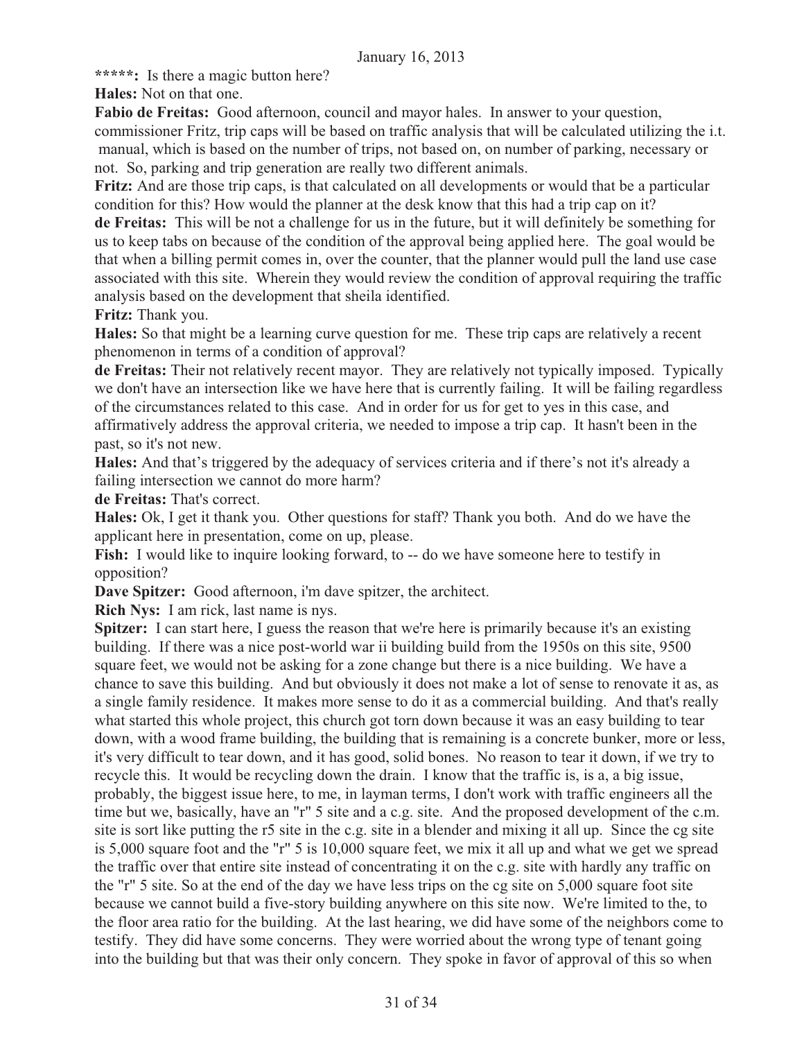**\*\*\*\*\*:** Is there a magic button here?

**Hales:** Not on that one.

**Fabio de Freitas:** Good afternoon, council and mayor hales. In answer to your question, commissioner Fritz, trip caps will be based on traffic analysis that will be calculated utilizing the i.t. manual, which is based on the number of trips, not based on, on number of parking, necessary or not. So, parking and trip generation are really two different animals.

**Fritz:** And are those trip caps, is that calculated on all developments or would that be a particular condition for this? How would the planner at the desk know that this had a trip cap on it?

**de Freitas:** This will be not a challenge for us in the future, but it will definitely be something for us to keep tabs on because of the condition of the approval being applied here. The goal would be that when a billing permit comes in, over the counter, that the planner would pull the land use case associated with this site. Wherein they would review the condition of approval requiring the traffic analysis based on the development that sheila identified.

**Fritz:** Thank you.

**Hales:** So that might be a learning curve question for me. These trip caps are relatively a recent phenomenon in terms of a condition of approval?

**de Freitas:** Their not relatively recent mayor. They are relatively not typically imposed. Typically we don't have an intersection like we have here that is currently failing. It will be failing regardless of the circumstances related to this case. And in order for us for get to yes in this case, and affirmatively address the approval criteria, we needed to impose a trip cap. It hasn't been in the past, so it's not new.

**Hales:** And that's triggered by the adequacy of services criteria and if there's not it's already a failing intersection we cannot do more harm?

**de Freitas:** That's correct.

**Hales:** Ok, I get it thank you. Other questions for staff? Thank you both. And do we have the applicant here in presentation, come on up, please.

**Fish:** I would like to inquire looking forward, to -- do we have someone here to testify in opposition?

**Dave Spitzer:** Good afternoon, i'm dave spitzer, the architect.

**Rich Nys:** I am rick, last name is nys.

**Spitzer:** I can start here, I guess the reason that we're here is primarily because it's an existing building. If there was a nice post-world war ii building build from the 1950s on this site, 9500 square feet, we would not be asking for a zone change but there is a nice building. We have a chance to save this building. And but obviously it does not make a lot of sense to renovate it as, as a single family residence. It makes more sense to do it as a commercial building. And that's really what started this whole project, this church got torn down because it was an easy building to tear down, with a wood frame building, the building that is remaining is a concrete bunker, more or less, it's very difficult to tear down, and it has good, solid bones. No reason to tear it down, if we try to recycle this. It would be recycling down the drain. I know that the traffic is, is a, a big issue, probably, the biggest issue here, to me, in layman terms, I don't work with traffic engineers all the time but we, basically, have an "r" 5 site and a c.g. site. And the proposed development of the c.m. site is sort like putting the r5 site in the c.g. site in a blender and mixing it all up. Since the cg site is 5,000 square foot and the "r" 5 is 10,000 square feet, we mix it all up and what we get we spread the traffic over that entire site instead of concentrating it on the c.g. site with hardly any traffic on the "r" 5 site. So at the end of the day we have less trips on the cg site on 5,000 square foot site because we cannot build a five-story building anywhere on this site now. We're limited to the, to the floor area ratio for the building. At the last hearing, we did have some of the neighbors come to testify. They did have some concerns. They were worried about the wrong type of tenant going into the building but that was their only concern. They spoke in favor of approval of this so when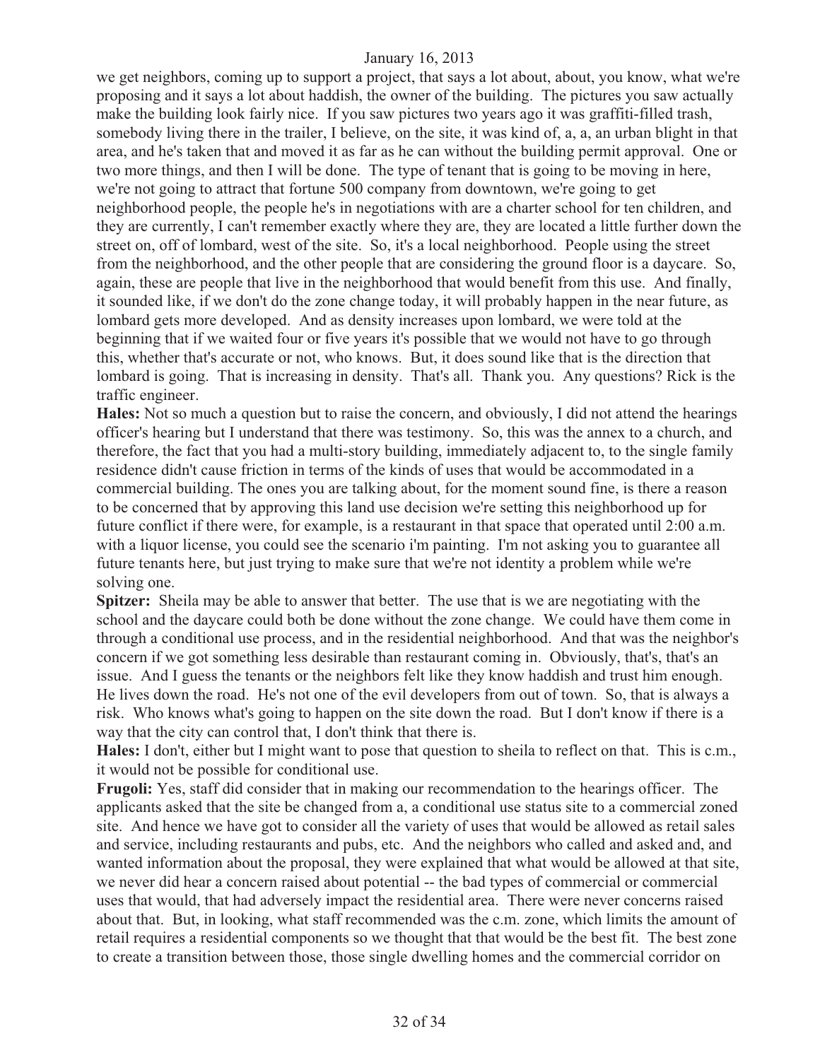we get neighbors, coming up to support a project, that says a lot about, about, you know, what we're proposing and it says a lot about haddish, the owner of the building. The pictures you saw actually make the building look fairly nice. If you saw pictures two years ago it was graffiti-filled trash, somebody living there in the trailer, I believe, on the site, it was kind of, a, a, an urban blight in that area, and he's taken that and moved it as far as he can without the building permit approval. One or two more things, and then I will be done. The type of tenant that is going to be moving in here, we're not going to attract that fortune 500 company from downtown, we're going to get neighborhood people, the people he's in negotiations with are a charter school for ten children, and they are currently, I can't remember exactly where they are, they are located a little further down the street on, off of lombard, west of the site. So, it's a local neighborhood. People using the street from the neighborhood, and the other people that are considering the ground floor is a daycare. So, again, these are people that live in the neighborhood that would benefit from this use. And finally, it sounded like, if we don't do the zone change today, it will probably happen in the near future, as lombard gets more developed. And as density increases upon lombard, we were told at the beginning that if we waited four or five years it's possible that we would not have to go through this, whether that's accurate or not, who knows. But, it does sound like that is the direction that lombard is going. That is increasing in density. That's all. Thank you. Any questions? Rick is the traffic engineer.

**Hales:** Not so much a question but to raise the concern, and obviously, I did not attend the hearings officer's hearing but I understand that there was testimony. So, this was the annex to a church, and therefore, the fact that you had a multi-story building, immediately adjacent to, to the single family residence didn't cause friction in terms of the kinds of uses that would be accommodated in a commercial building. The ones you are talking about, for the moment sound fine, is there a reason to be concerned that by approving this land use decision we're setting this neighborhood up for future conflict if there were, for example, is a restaurant in that space that operated until 2:00 a.m. with a liquor license, you could see the scenario i'm painting. I'm not asking you to guarantee all future tenants here, but just trying to make sure that we're not identity a problem while we're solving one.

**Spitzer:** Sheila may be able to answer that better. The use that is we are negotiating with the school and the daycare could both be done without the zone change. We could have them come in through a conditional use process, and in the residential neighborhood. And that was the neighbor's concern if we got something less desirable than restaurant coming in. Obviously, that's, that's an issue. And I guess the tenants or the neighbors felt like they know haddish and trust him enough. He lives down the road. He's not one of the evil developers from out of town. So, that is always a risk. Who knows what's going to happen on the site down the road. But I don't know if there is a way that the city can control that, I don't think that there is.

**Hales:** I don't, either but I might want to pose that question to sheila to reflect on that. This is c.m., it would not be possible for conditional use.

**Frugoli:** Yes, staff did consider that in making our recommendation to the hearings officer. The applicants asked that the site be changed from a, a conditional use status site to a commercial zoned site. And hence we have got to consider all the variety of uses that would be allowed as retail sales and service, including restaurants and pubs, etc. And the neighbors who called and asked and, and wanted information about the proposal, they were explained that what would be allowed at that site, we never did hear a concern raised about potential -- the bad types of commercial or commercial uses that would, that had adversely impact the residential area. There were never concerns raised about that. But, in looking, what staff recommended was the c.m. zone, which limits the amount of retail requires a residential components so we thought that that would be the best fit. The best zone to create a transition between those, those single dwelling homes and the commercial corridor on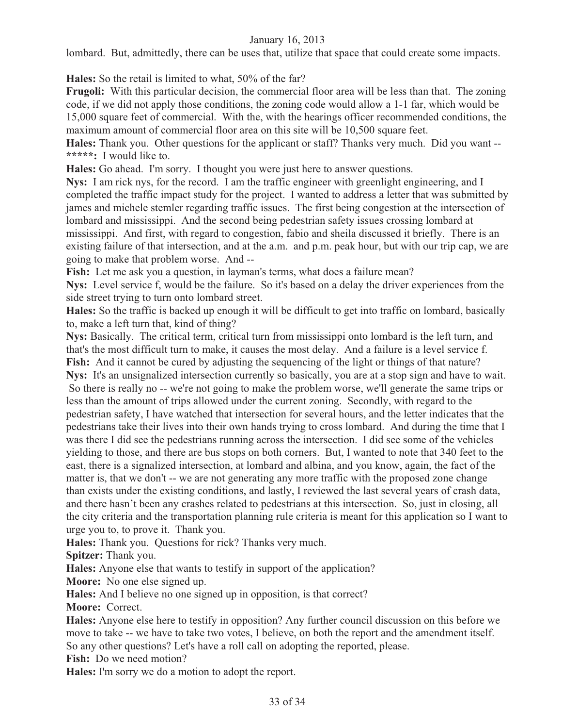lombard. But, admittedly, there can be uses that, utilize that space that could create some impacts.

**Hales:** So the retail is limited to what, 50% of the far?

**Frugoli:** With this particular decision, the commercial floor area will be less than that. The zoning code, if we did not apply those conditions, the zoning code would allow a 1-1 far, which would be 15,000 square feet of commercial. With the, with the hearings officer recommended conditions, the maximum amount of commercial floor area on this site will be 10,500 square feet.

**Hales:** Thank you. Other questions for the applicant or staff? Thanks very much. Did you want --

*****: I would like to.

**Hales:** Go ahead. I'm sorry. I thought you were just here to answer questions.

**Nys:** I am rick nys, for the record. I am the traffic engineer with greenlight engineering, and I completed the traffic impact study for the project. I wanted to address a letter that was submitted by james and michele stemler regarding traffic issues. The first being congestion at the intersection of lombard and mississippi. And the second being pedestrian safety issues crossing lombard at mississippi. And first, with regard to congestion, fabio and sheila discussed it briefly. There is an existing failure of that intersection, and at the a.m. and p.m. peak hour, but with our trip cap, we are going to make that problem worse. And --

**Fish:** Let me ask you a question, in layman's terms, what does a failure mean?

**Nys:** Level service f, would be the failure. So it's based on a delay the driver experiences from the side street trying to turn onto lombard street.

**Hales:** So the traffic is backed up enough it will be difficult to get into traffic on lombard, basically to, make a left turn that, kind of thing?

**Nys:** Basically. The critical term, critical turn from mississippi onto lombard is the left turn, and that's the most difficult turn to make, it causes the most delay. And a failure is a level service f.

**Fish:** And it cannot be cured by adjusting the sequencing of the light or things of that nature?

**Nys:** It's an unsignalized intersection currently so basically, you are at a stop sign and have to wait. So there is really no -- we're not going to make the problem worse, we'll generate the same trips or less than the amount of trips allowed under the current zoning. Secondly, with regard to the pedestrian safety, I have watched that intersection for several hours, and the letter indicates that the pedestrians take their lives into their own hands trying to cross lombard. And during the time that I was there I did see the pedestrians running across the intersection. I did see some of the vehicles yielding to those, and there are bus stops on both corners. But, I wanted to note that 340 feet to the east, there is a signalized intersection, at lombard and albina, and you know, again, the fact of the matter is, that we don't -- we are not generating any more traffic with the proposed zone change than exists under the existing conditions, and lastly, I reviewed the last several years of crash data, and there hasn't been any crashes related to pedestrians at this intersection. So, just in closing, all the city criteria and the transportation planning rule criteria is meant for this application so I want to urge you to, to prove it. Thank you.

**Hales:** Thank you. Questions for rick? Thanks very much.

**Spitzer:** Thank you.

**Hales:** Anyone else that wants to testify in support of the application?

**Moore:** No one else signed up.

**Hales:** And I believe no one signed up in opposition, is that correct?

**Moore:** Correct.

**Hales:** Anyone else here to testify in opposition? Any further council discussion on this before we move to take -- we have to take two votes, I believe, on both the report and the amendment itself. So any other questions? Let's have a roll call on adopting the reported, please.

**Fish:** Do we need motion?

**Hales:** I'm sorry we do a motion to adopt the report.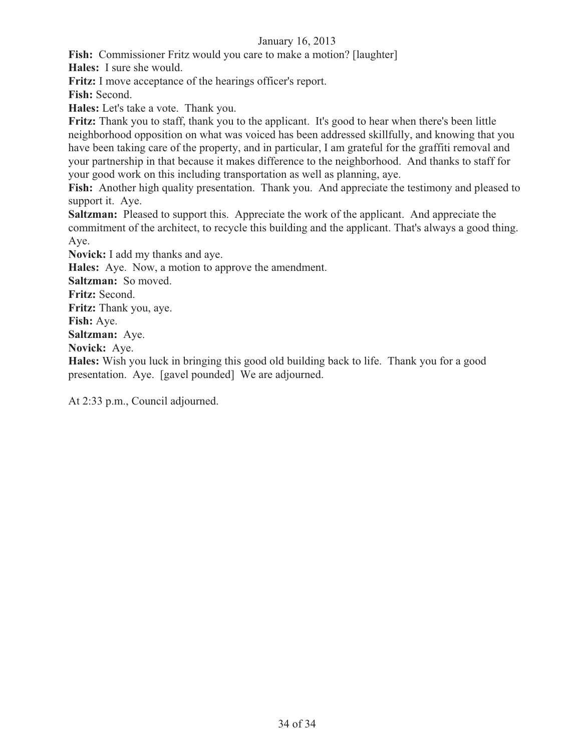January 16, 2013

**Fish:** Commissioner Fritz would you care to make a motion? [laughter]

**Hales:** I sure she would.

**Fritz:** I move acceptance of the hearings officer's report.

**Fish:** Second.

**Hales:** Let's take a vote. Thank you.

**Fritz:** Thank you to staff, thank you to the applicant. It's good to hear when there's been little neighborhood opposition on what was voiced has been addressed skillfully, and knowing that you have been taking care of the property, and in particular, I am grateful for the graffiti removal and your partnership in that because it makes difference to the neighborhood. And thanks to staff for your good work on this including transportation as well as planning, aye.

**Fish:** Another high quality presentation. Thank you. And appreciate the testimony and pleased to support it. Aye.

**Saltzman:** Pleased to support this. Appreciate the work of the applicant. And appreciate the commitment of the architect, to recycle this building and the applicant. That's always a good thing. Aye.

**Novick:** I add my thanks and aye.

**Hales:** Aye. Now, a motion to approve the amendment.

**Saltzman:** So moved.

**Fritz:** Second.

**Fritz:** Thank you, aye.

**Fish:** Aye.

**Saltzman:** Aye.

**Novick:** Aye.

**Hales:** Wish you luck in bringing this good old building back to life. Thank you for a good presentation. Aye. [gavel pounded] We are adjourned.

At 2:33 p.m., Council adjourned.